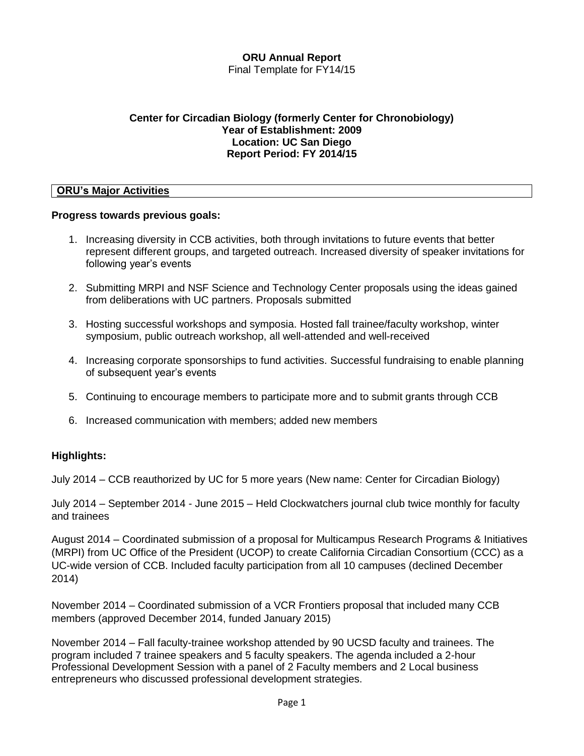**ORU Annual Report**
Final Template for FY14/15

**Center for Circadian Biology (formerly Center for Chronobiology)**
**Year of Establishment: 2009**
**Location: UC San Diego**
**Report Period: FY 2014/15**

## ORU's Major Activities

**Progress towards previous goals:**

1. Increasing diversity in CCB activities, both through invitations to future events that better represent different groups, and targeted outreach. Increased diversity of speaker invitations for following year's events

2. Submitting MRPI and NSF Science and Technology Center proposals using the ideas gained from deliberations with UC partners. Proposals submitted

3. Hosting successful workshops and symposia. Hosted fall trainee/faculty workshop, winter symposium, public outreach workshop, all well-attended and well-received

4. Increasing corporate sponsorships to fund activities. Successful fundraising to enable planning of subsequent year's events

5. Continuing to encourage members to participate more and to submit grants through CCB

6. Increased communication with members; added new members

**Highlights:**

July 2014 – CCB reauthorized by UC for 5 more years (New name: Center for Circadian Biology)

July 2014 – September 2014 - June 2015 – Held Clockwatchers journal club twice monthly for faculty and trainees

August 2014 – Coordinated submission of a proposal for Multicampus Research Programs & Initiatives (MRPI) from UC Office of the President (UCOP) to create California Circadian Consortium (CCC) as a UC-wide version of CCB. Included faculty participation from all 10 campuses (declined December 2014)

November 2014 – Coordinated submission of a VCR Frontiers proposal that included many CCB members (approved December 2014, funded January 2015)

November 2014 – Fall faculty-trainee workshop attended by 90 UCSD faculty and trainees. The program included 7 trainee speakers and 5 faculty speakers. The agenda included a 2-hour Professional Development Session with a panel of 2 Faculty members and 2 Local business entrepreneurs who discussed professional development strategies.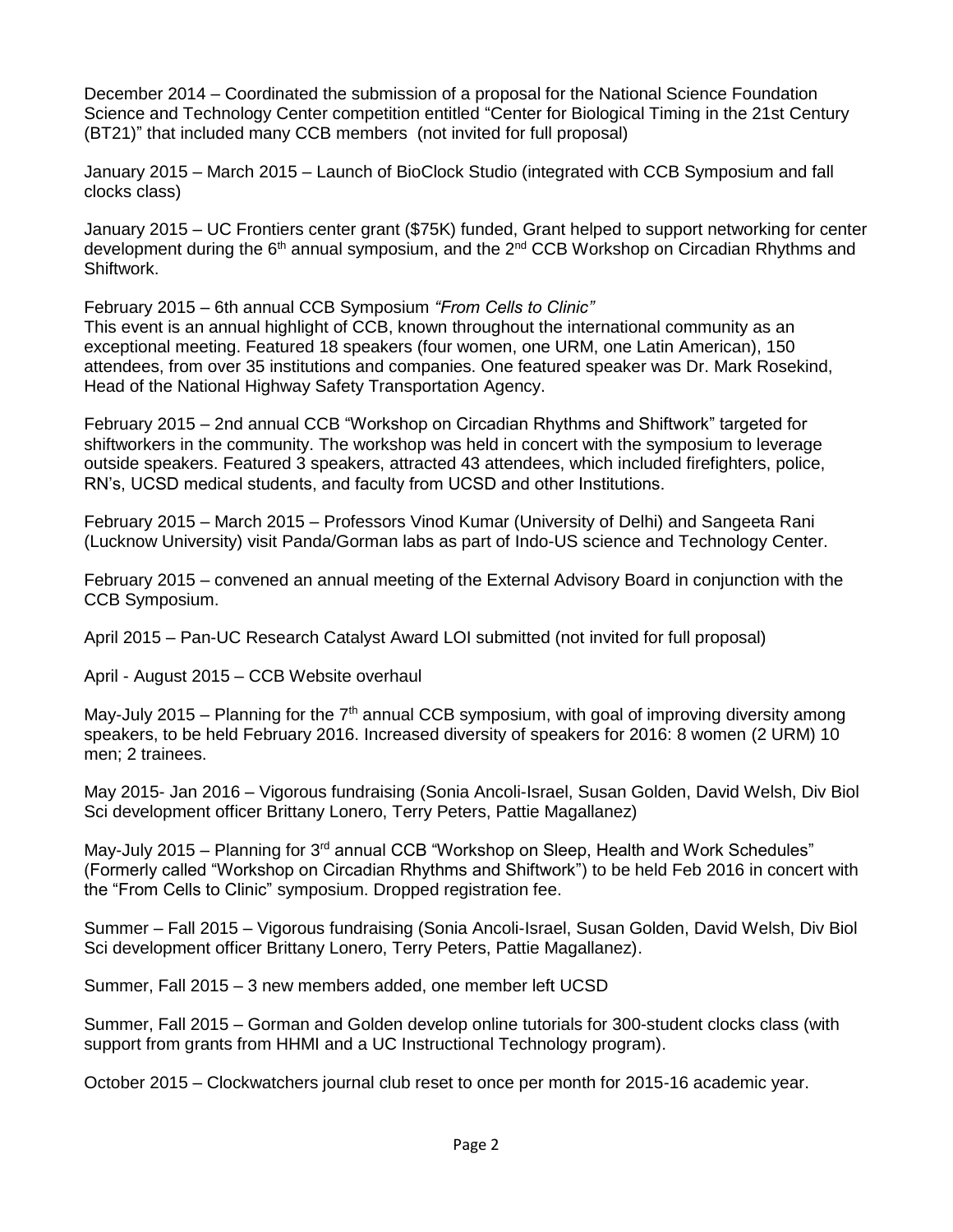December 2014 – Coordinated the submission of a proposal for the National Science Foundation Science and Technology Center competition entitled "Center for Biological Timing in the 21st Century (BT21)" that included many CCB members (not invited for full proposal)

January 2015 – March 2015 – Launch of BioClock Studio (integrated with CCB Symposium and fall clocks class)

January 2015 – UC Frontiers center grant ($75K) funded, Grant helped to support networking for center development during the 6th annual symposium, and the 2nd CCB Workshop on Circadian Rhythms and Shiftwork.

February 2015 – 6th annual CCB Symposium *"From Cells to Clinic"*
This event is an annual highlight of CCB, known throughout the international community as an exceptional meeting. Featured 18 speakers (four women, one URM, one Latin American), 150 attendees, from over 35 institutions and companies. One featured speaker was Dr. Mark Rosekind, Head of the National Highway Safety Transportation Agency.

February 2015 – 2nd annual CCB "Workshop on Circadian Rhythms and Shiftwork" targeted for shiftworkers in the community. The workshop was held in concert with the symposium to leverage outside speakers. Featured 3 speakers, attracted 43 attendees, which included firefighters, police, RN's, UCSD medical students, and faculty from UCSD and other Institutions.

February 2015 – March 2015 – Professors Vinod Kumar (University of Delhi) and Sangeeta Rani (Lucknow University) visit Panda/Gorman labs as part of Indo-US science and Technology Center.

February 2015 – convened an annual meeting of the External Advisory Board in conjunction with the CCB Symposium.

April 2015 – Pan-UC Research Catalyst Award LOI submitted (not invited for full proposal)

April - August 2015 – CCB Website overhaul

May-July 2015 – Planning for the 7th annual CCB symposium, with goal of improving diversity among speakers, to be held February 2016. Increased diversity of speakers for 2016: 8 women (2 URM) 10 men; 2 trainees.

May 2015- Jan 2016 – Vigorous fundraising (Sonia Ancoli-Israel, Susan Golden, David Welsh, Div Biol Sci development officer Brittany Lonero, Terry Peters, Pattie Magallanez)

May-July 2015 – Planning for 3rd annual CCB "Workshop on Sleep, Health and Work Schedules" (Formerly called "Workshop on Circadian Rhythms and Shiftwork") to be held Feb 2016 in concert with the "From Cells to Clinic" symposium. Dropped registration fee.

Summer – Fall 2015 – Vigorous fundraising (Sonia Ancoli-Israel, Susan Golden, David Welsh, Div Biol Sci development officer Brittany Lonero, Terry Peters, Pattie Magallanez).

Summer, Fall 2015 – 3 new members added, one member left UCSD

Summer, Fall 2015 – Gorman and Golden develop online tutorials for 300-student clocks class (with support from grants from HHMI and a UC Instructional Technology program).

October 2015 – Clockwatchers journal club reset to once per month for 2015-16 academic year.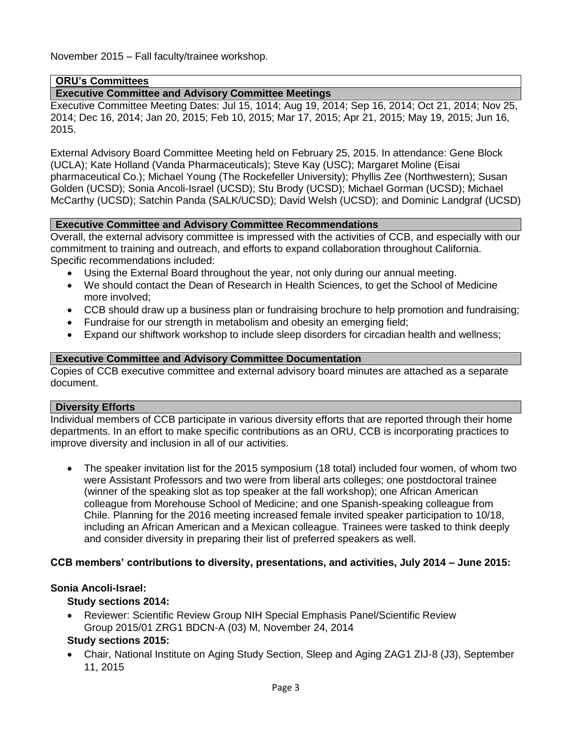November 2015 – Fall faculty/trainee workshop.

## ORU's Committees

### Executive Committee and Advisory Committee Meetings

Executive Committee Meeting Dates: Jul 15, 1014; Aug 19, 2014; Sep 16, 2014; Oct 21, 2014; Nov 25, 2014; Dec 16, 2014; Jan 20, 2015; Feb 10, 2015; Mar 17, 2015; Apr 21, 2015; May 19, 2015; Jun 16, 2015.

External Advisory Board Committee Meeting held on February 25, 2015. In attendance: Gene Block (UCLA); Kate Holland (Vanda Pharmaceuticals); Steve Kay (USC); Margaret Moline (Eisai pharmaceutical Co.); Michael Young (The Rockefeller University); Phyllis Zee (Northwestern); Susan Golden (UCSD); Sonia Ancoli-Israel (UCSD); Stu Brody (UCSD); Michael Gorman (UCSD); Michael McCarthy (UCSD); Satchin Panda (SALK/UCSD); David Welsh (UCSD); and Dominic Landgraf (UCSD)

### Executive Committee and Advisory Committee Recommendations

Overall, the external advisory committee is impressed with the activities of CCB, and especially with our commitment to training and outreach, and efforts to expand collaboration throughout California. Specific recommendations included:

- Using the External Board throughout the year, not only during our annual meeting.
- We should contact the Dean of Research in Health Sciences, to get the School of Medicine more involved;
- CCB should draw up a business plan or fundraising brochure to help promotion and fundraising;
- Fundraise for our strength in metabolism and obesity an emerging field;
- Expand our shiftwork workshop to include sleep disorders for circadian health and wellness;

### Executive Committee and Advisory Committee Documentation

Copies of CCB executive committee and external advisory board minutes are attached as a separate document.

### Diversity Efforts

Individual members of CCB participate in various diversity efforts that are reported through their home departments. In an effort to make specific contributions as an ORU, CCB is incorporating practices to improve diversity and inclusion in all of our activities.

- The speaker invitation list for the 2015 symposium (18 total) included four women, of whom two were Assistant Professors and two were from liberal arts colleges; one postdoctoral trainee (winner of the speaking slot as top speaker at the fall workshop); one African American colleague from Morehouse School of Medicine; and one Spanish-speaking colleague from Chile. Planning for the 2016 meeting increased female invited speaker participation to 10/18, including an African American and a Mexican colleague. Trainees were tasked to think deeply and consider diversity in preparing their list of preferred speakers as well.

**CCB members' contributions to diversity, presentations, and activities, July 2014 – June 2015:**

**Sonia Ancoli-Israel:**

**Study sections 2014:**

- Reviewer: Scientific Review Group NIH Special Emphasis Panel/Scientific Review Group 2015/01 ZRG1 BDCN-A (03) M, November 24, 2014

**Study sections 2015:**

- Chair, National Institute on Aging Study Section, Sleep and Aging ZAG1 ZIJ-8 (J3), September 11, 2015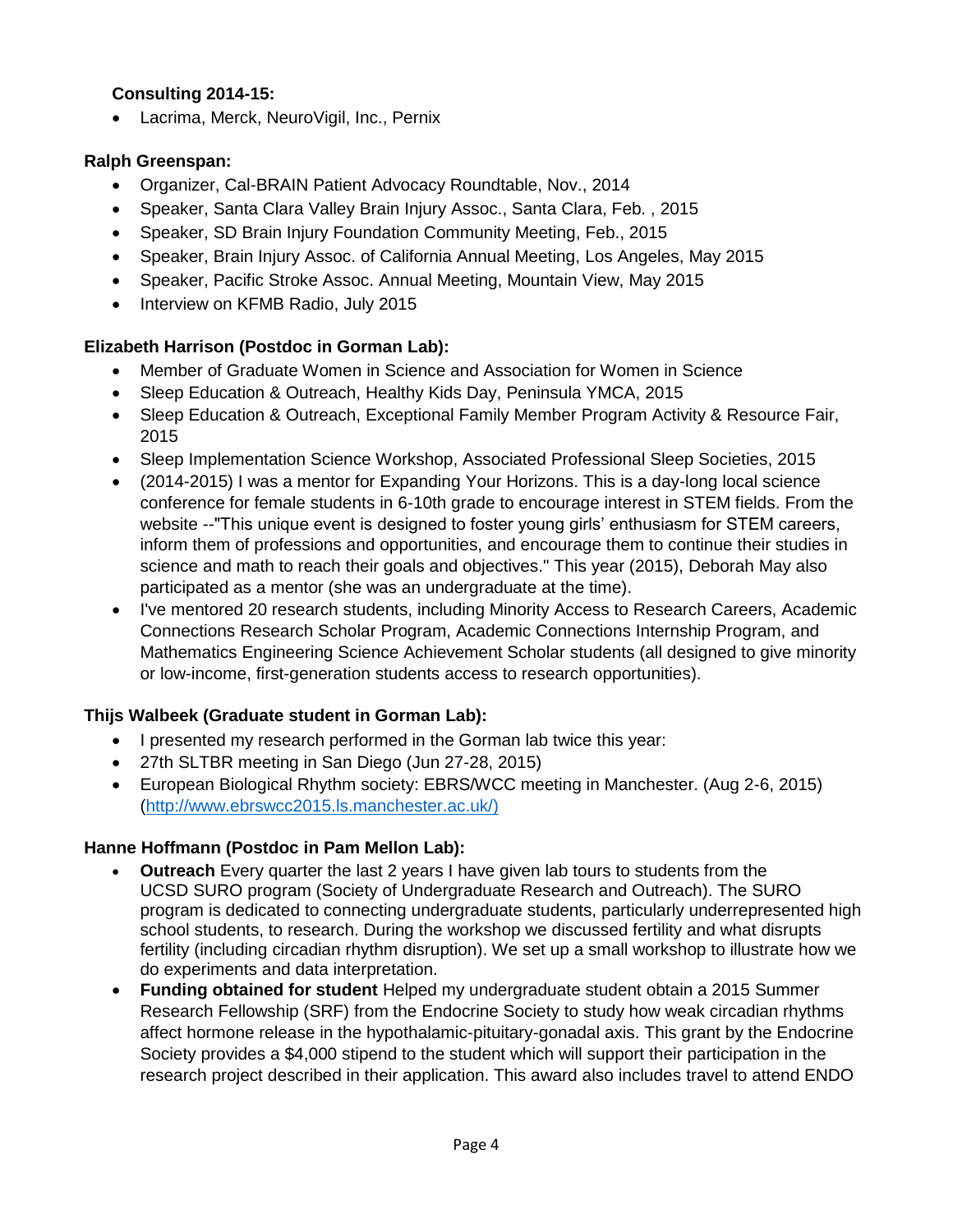**Consulting 2014-15:**

- Lacrima, Merck, NeuroVigil, Inc., Pernix

**Ralph Greenspan:**

- Organizer, Cal-BRAIN Patient Advocacy Roundtable, Nov., 2014
- Speaker, Santa Clara Valley Brain Injury Assoc., Santa Clara, Feb. , 2015
- Speaker, SD Brain Injury Foundation Community Meeting, Feb., 2015
- Speaker, Brain Injury Assoc. of California Annual Meeting, Los Angeles, May 2015
- Speaker, Pacific Stroke Assoc. Annual Meeting, Mountain View, May 2015
- Interview on KFMB Radio, July 2015

**Elizabeth Harrison (Postdoc in Gorman Lab):**

- Member of Graduate Women in Science and Association for Women in Science
- Sleep Education & Outreach, Healthy Kids Day, Peninsula YMCA, 2015
- Sleep Education & Outreach, Exceptional Family Member Program Activity & Resource Fair, 2015
- Sleep Implementation Science Workshop, Associated Professional Sleep Societies, 2015
- (2014-2015) I was a mentor for Expanding Your Horizons. This is a day-long local science conference for female students in 6-10th grade to encourage interest in STEM fields. From the website --"This unique event is designed to foster young girls' enthusiasm for STEM careers, inform them of professions and opportunities, and encourage them to continue their studies in science and math to reach their goals and objectives." This year (2015), Deborah May also participated as a mentor (she was an undergraduate at the time).
- I've mentored 20 research students, including Minority Access to Research Careers, Academic Connections Research Scholar Program, Academic Connections Internship Program, and Mathematics Engineering Science Achievement Scholar students (all designed to give minority or low-income, first-generation students access to research opportunities).

**Thijs Walbeek (Graduate student in Gorman Lab):**

- I presented my research performed in the Gorman lab twice this year:
- 27th SLTBR meeting in San Diego (Jun 27-28, 2015)
- European Biological Rhythm society: EBRS/WCC meeting in Manchester. (Aug 2-6, 2015) (http://www.ebrswcc2015.ls.manchester.ac.uk/)

**Hanne Hoffmann (Postdoc in Pam Mellon Lab):**

- **Outreach** Every quarter the last 2 years I have given lab tours to students from the UCSD SURO program (Society of Undergraduate Research and Outreach). The SURO program is dedicated to connecting undergraduate students, particularly underrepresented high school students, to research. During the workshop we discussed fertility and what disrupts fertility (including circadian rhythm disruption). We set up a small workshop to illustrate how we do experiments and data interpretation.
- **Funding obtained for student** Helped my undergraduate student obtain a 2015 Summer Research Fellowship (SRF) from the Endocrine Society to study how weak circadian rhythms affect hormone release in the hypothalamic-pituitary-gonadal axis. This grant by the Endocrine Society provides a $4,000 stipend to the student which will support their participation in the research project described in their application. This award also includes travel to attend ENDO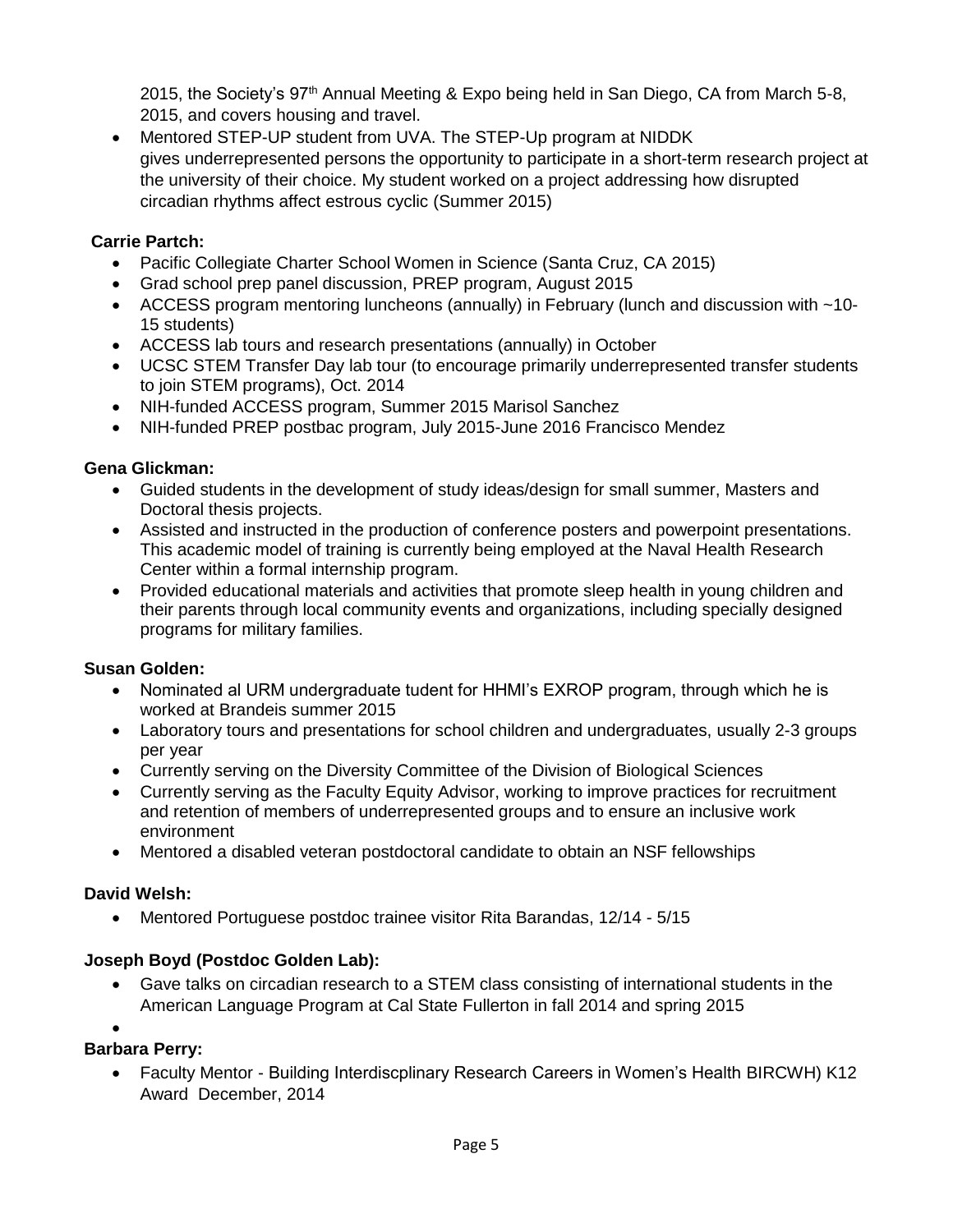2015, the Society's 97th Annual Meeting & Expo being held in San Diego, CA from March 5-8, 2015, and covers housing and travel.

- Mentored STEP-UP student from UVA. The STEP-Up program at NIDDK gives underrepresented persons the opportunity to participate in a short-term research project at the university of their choice. My student worked on a project addressing how disrupted circadian rhythms affect estrous cyclic (Summer 2015)

**Carrie Partch:**

- Pacific Collegiate Charter School Women in Science (Santa Cruz, CA 2015)
- Grad school prep panel discussion, PREP program, August 2015
- ACCESS program mentoring luncheons (annually) in February (lunch and discussion with ~10-15 students)
- ACCESS lab tours and research presentations (annually) in October
- UCSC STEM Transfer Day lab tour (to encourage primarily underrepresented transfer students to join STEM programs), Oct. 2014
- NIH-funded ACCESS program, Summer 2015 Marisol Sanchez
- NIH-funded PREP postbac program, July 2015-June 2016 Francisco Mendez

**Gena Glickman:**

- Guided students in the development of study ideas/design for small summer, Masters and Doctoral thesis projects.
- Assisted and instructed in the production of conference posters and powerpoint presentations. This academic model of training is currently being employed at the Naval Health Research Center within a formal internship program.
- Provided educational materials and activities that promote sleep health in young children and their parents through local community events and organizations, including specially designed programs for military families.

**Susan Golden:**

- Nominated al URM undergraduate tudent for HHMI's EXROP program, through which he is worked at Brandeis summer 2015
- Laboratory tours and presentations for school children and undergraduates, usually 2-3 groups per year
- Currently serving on the Diversity Committee of the Division of Biological Sciences
- Currently serving as the Faculty Equity Advisor, working to improve practices for recruitment and retention of members of underrepresented groups and to ensure an inclusive work environment
- Mentored a disabled veteran postdoctoral candidate to obtain an NSF fellowships

**David Welsh:**

- Mentored Portuguese postdoc trainee visitor Rita Barandas, 12/14 - 5/15

**Joseph Boyd (Postdoc Golden Lab):**

- Gave talks on circadian research to a STEM class consisting of international students in the American Language Program at Cal State Fullerton in fall 2014 and spring 2015

**Barbara Perry:**

- Faculty Mentor - Building Interdiscplinary Research Careers in Women's Health BIRCWH) K12 Award December, 2014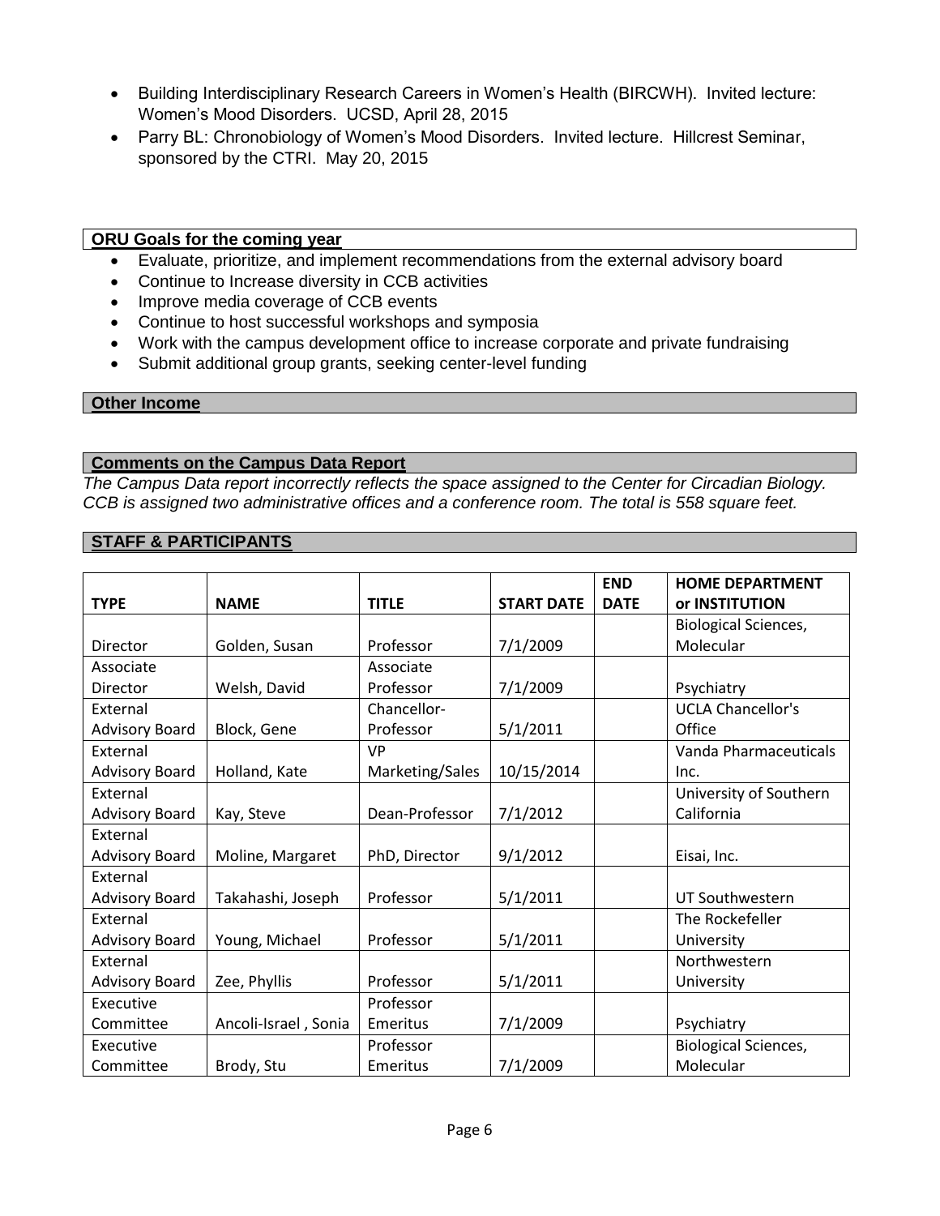- Building Interdisciplinary Research Careers in Women's Health (BIRCWH). Invited lecture: Women's Mood Disorders. UCSD, April 28, 2015
- Parry BL: Chronobiology of Women's Mood Disorders. Invited lecture. Hillcrest Seminar, sponsored by the CTRI. May 20, 2015

## ORU Goals for the coming year

- Evaluate, prioritize, and implement recommendations from the external advisory board
- Continue to Increase diversity in CCB activities
- Improve media coverage of CCB events
- Continue to host successful workshops and symposia
- Work with the campus development office to increase corporate and private fundraising
- Submit additional group grants, seeking center-level funding

## Other Income

## Comments on the Campus Data Report

*The Campus Data report incorrectly reflects the space assigned to the Center for Circadian Biology. CCB is assigned two administrative offices and a conference room. The total is 558 square feet.*

## STAFF & PARTICIPANTS

| TYPE | NAME | TITLE | START DATE | END DATE | HOME DEPARTMENT or INSTITUTION |
|---|---|---|---|---|---|
| Director | Golden, Susan | Professor | 7/1/2009 | | Biological Sciences, Molecular |
| Associate Director | Welsh, David | Associate Professor | 7/1/2009 | | Psychiatry |
| External Advisory Board | Block, Gene | Chancellor-Professor | 5/1/2011 | | UCLA Chancellor's Office |
| External Advisory Board | Holland, Kate | VP Marketing/Sales | 10/15/2014 | | Vanda Pharmaceuticals Inc. |
| External Advisory Board | Kay, Steve | Dean-Professor | 7/1/2012 | | University of Southern California |
| External Advisory Board | Moline, Margaret | PhD, Director | 9/1/2012 | | Eisai, Inc. |
| External Advisory Board | Takahashi, Joseph | Professor | 5/1/2011 | | UT Southwestern |
| External Advisory Board | Young, Michael | Professor | 5/1/2011 | | The Rockefeller University |
| External Advisory Board | Zee, Phyllis | Professor | 5/1/2011 | | Northwestern University |
| Executive Committee | Ancoli-Israel , Sonia | Professor Emeritus | 7/1/2009 | | Psychiatry |
| Executive Committee | Brody, Stu | Professor Emeritus | 7/1/2009 | | Biological Sciences, Molecular |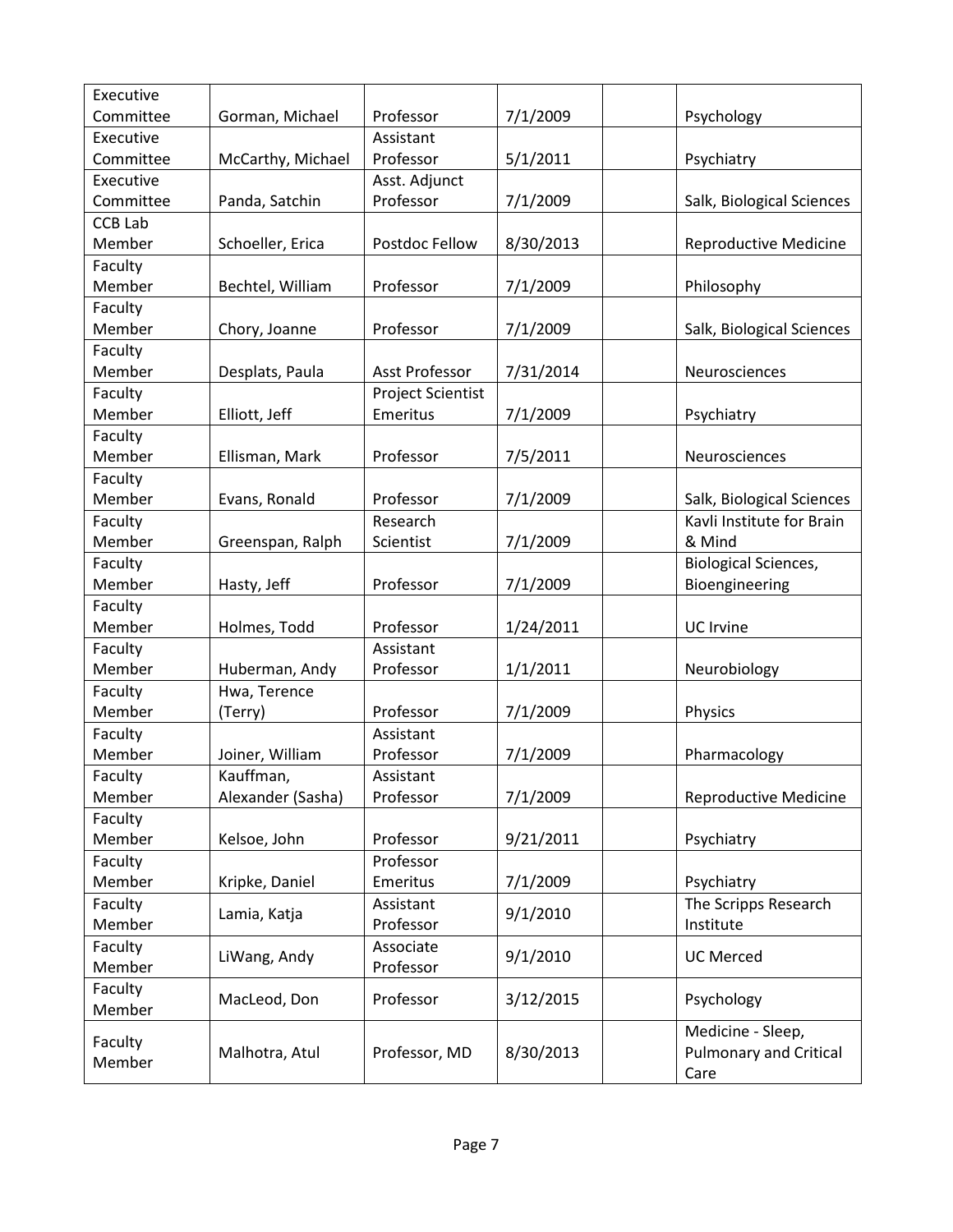| Executive Committee | Gorman, Michael | Professor | 7/1/2009 | | Psychology |
|---|---|---|---|---|---|
| Executive Committee | McCarthy, Michael | Assistant Professor | 5/1/2011 | | Psychiatry |
| Executive Committee | Panda, Satchin | Asst. Adjunct Professor | 7/1/2009 | | Salk, Biological Sciences |
| CCB Lab Member | Schoeller, Erica | Postdoc Fellow | 8/30/2013 | | Reproductive Medicine |
| Faculty Member | Bechtel, William | Professor | 7/1/2009 | | Philosophy |
| Faculty Member | Chory, Joanne | Professor | 7/1/2009 | | Salk, Biological Sciences |
| Faculty Member | Desplats, Paula | Asst Professor | 7/31/2014 | | Neurosciences |
| Faculty Member | Elliott, Jeff | Project Scientist Emeritus | 7/1/2009 | | Psychiatry |
| Faculty Member | Ellisman, Mark | Professor | 7/5/2011 | | Neurosciences |
| Faculty Member | Evans, Ronald | Professor | 7/1/2009 | | Salk, Biological Sciences |
| Faculty Member | Greenspan, Ralph | Research Scientist | 7/1/2009 | | Kavli Institute for Brain & Mind |
| Faculty Member | Hasty, Jeff | Professor | 7/1/2009 | | Biological Sciences, Bioengineering |
| Faculty Member | Holmes, Todd | Professor | 1/24/2011 | | UC Irvine |
| Faculty Member | Huberman, Andy | Assistant Professor | 1/1/2011 | | Neurobiology |
| Faculty Member | Hwa, Terence (Terry) | Professor | 7/1/2009 | | Physics |
| Faculty Member | Joiner, William | Assistant Professor | 7/1/2009 | | Pharmacology |
| Faculty Member | Kauffman, Alexander (Sasha) | Assistant Professor | 7/1/2009 | | Reproductive Medicine |
| Faculty Member | Kelsoe, John | Professor | 9/21/2011 | | Psychiatry |
| Faculty Member | Kripke, Daniel | Professor Emeritus | 7/1/2009 | | Psychiatry |
| Faculty Member | Lamia, Katja | Assistant Professor | 9/1/2010 | | The Scripps Research Institute |
| Faculty Member | LiWang, Andy | Associate Professor | 9/1/2010 | | UC Merced |
| Faculty Member | MacLeod, Don | Professor | 3/12/2015 | | Psychology |
| Faculty Member | Malhotra, Atul | Professor, MD | 8/30/2013 | | Medicine - Sleep, Pulmonary and Critical Care |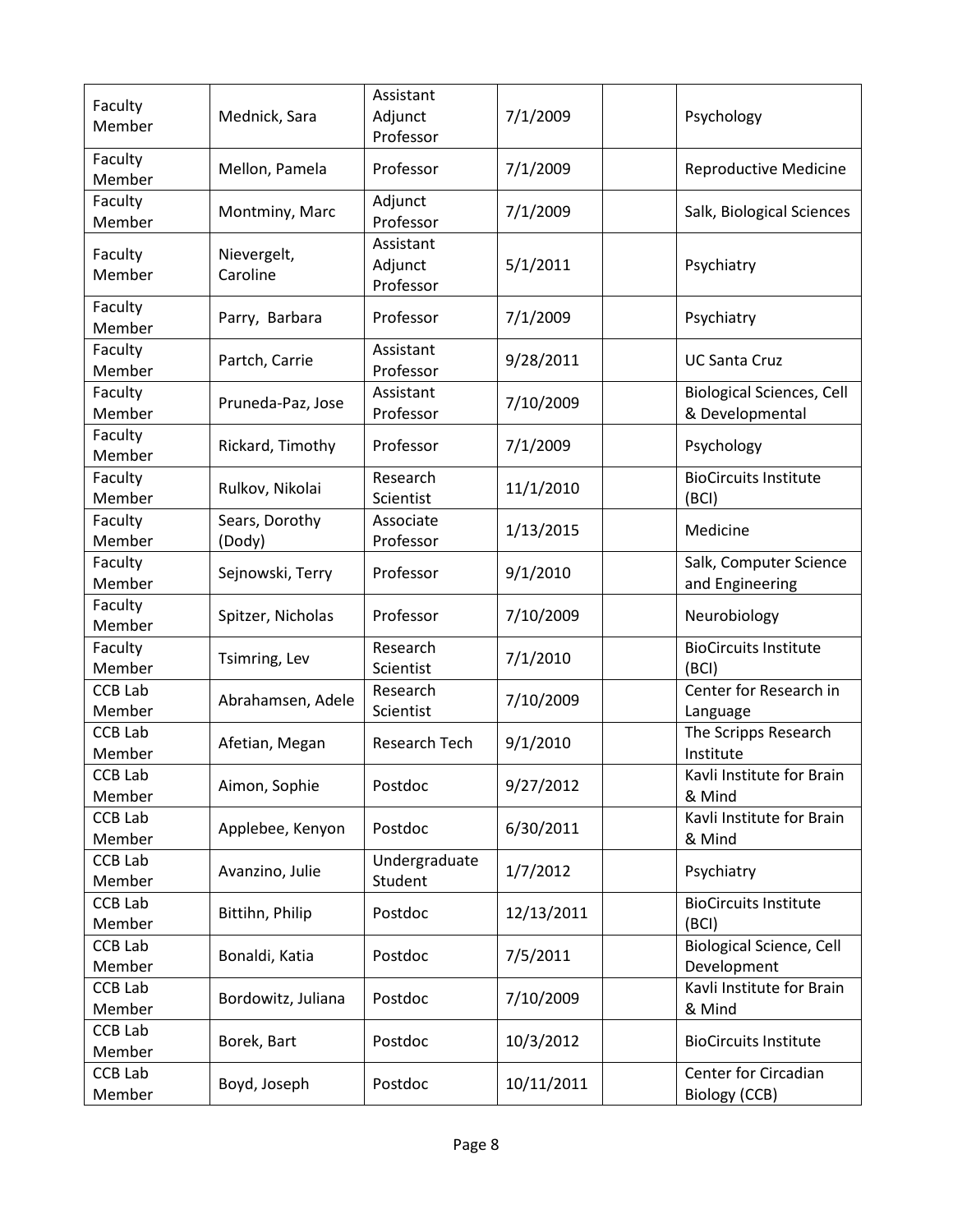| Faculty Member | Mednick, Sara | Assistant Adjunct Professor | 7/1/2009 | | Psychology |
|---|---|---|---|---|---|
| Faculty Member | Mellon, Pamela | Professor | 7/1/2009 | | Reproductive Medicine |
| Faculty Member | Montminy, Marc | Adjunct Professor | 7/1/2009 | | Salk, Biological Sciences |
| Faculty Member | Nievergelt, Caroline | Assistant Adjunct Professor | 5/1/2011 | | Psychiatry |
| Faculty Member | Parry, Barbara | Professor | 7/1/2009 | | Psychiatry |
| Faculty Member | Partch, Carrie | Assistant Professor | 9/28/2011 | | UC Santa Cruz |
| Faculty Member | Pruneda-Paz, Jose | Assistant Professor | 7/10/2009 | | Biological Sciences, Cell & Developmental |
| Faculty Member | Rickard, Timothy | Professor | 7/1/2009 | | Psychology |
| Faculty Member | Rulkov, Nikolai | Research Scientist | 11/1/2010 | | BioCircuits Institute (BCI) |
| Faculty Member | Sears, Dorothy (Dody) | Associate Professor | 1/13/2015 | | Medicine |
| Faculty Member | Sejnowski, Terry | Professor | 9/1/2010 | | Salk, Computer Science and Engineering |
| Faculty Member | Spitzer, Nicholas | Professor | 7/10/2009 | | Neurobiology |
| Faculty Member | Tsimring, Lev | Research Scientist | 7/1/2010 | | BioCircuits Institute (BCI) |
| CCB Lab Member | Abrahamsen, Adele | Research Scientist | 7/10/2009 | | Center for Research in Language |
| CCB Lab Member | Afetian, Megan | Research Tech | 9/1/2010 | | The Scripps Research Institute |
| CCB Lab Member | Aimon, Sophie | Postdoc | 9/27/2012 | | Kavli Institute for Brain & Mind |
| CCB Lab Member | Applebee, Kenyon | Postdoc | 6/30/2011 | | Kavli Institute for Brain & Mind |
| CCB Lab Member | Avanzino, Julie | Undergraduate Student | 1/7/2012 | | Psychiatry |
| CCB Lab Member | Bittihn, Philip | Postdoc | 12/13/2011 | | BioCircuits Institute (BCI) |
| CCB Lab Member | Bonaldi, Katia | Postdoc | 7/5/2011 | | Biological Science, Cell Development |
| CCB Lab Member | Bordowitz, Juliana | Postdoc | 7/10/2009 | | Kavli Institute for Brain & Mind |
| CCB Lab Member | Borek, Bart | Postdoc | 10/3/2012 | | BioCircuits Institute |
| CCB Lab Member | Boyd, Joseph | Postdoc | 10/11/2011 | | Center for Circadian Biology (CCB) |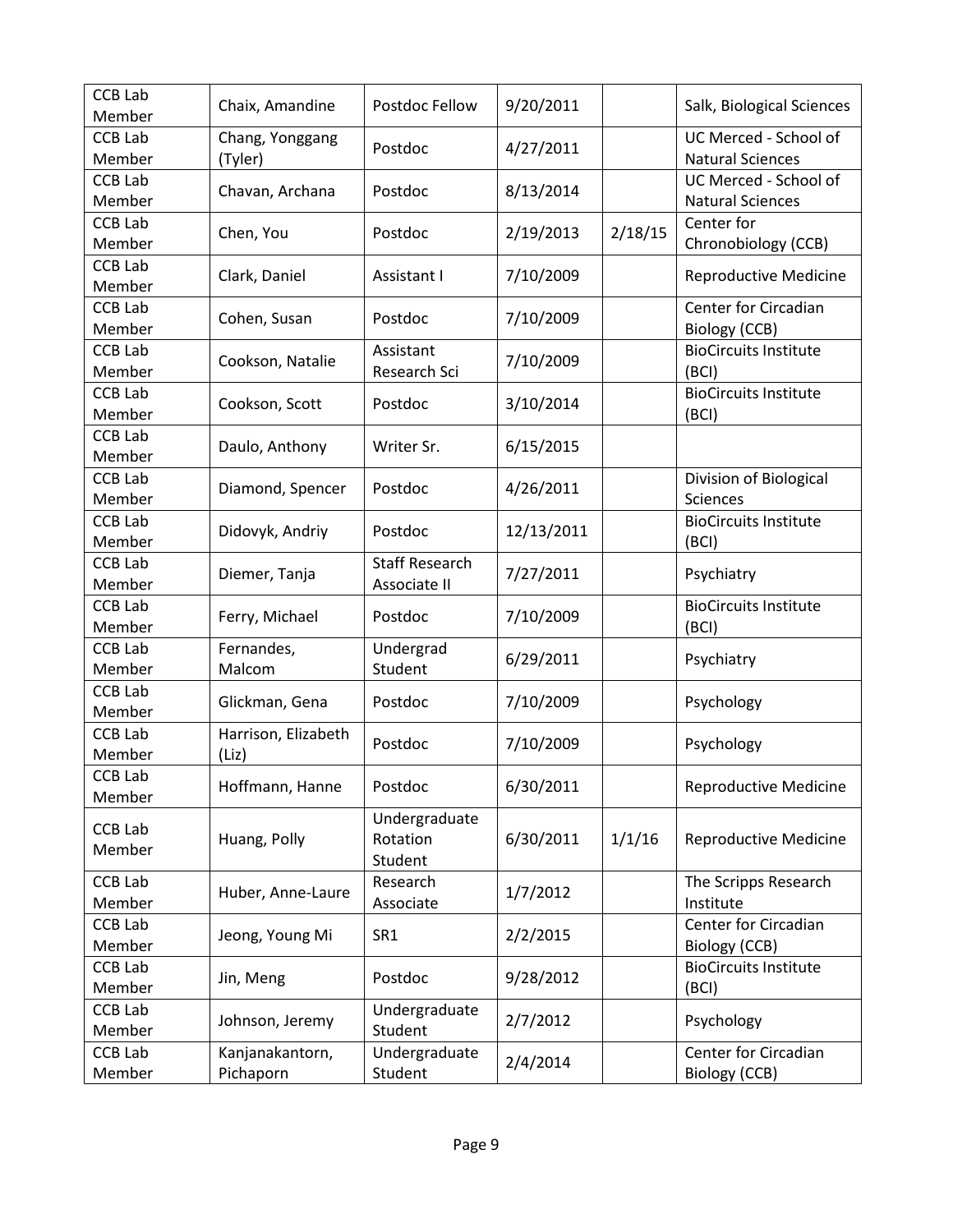| | | | | | |
|---|---|---|---|---|---|
| CCB Lab Member | Chaix, Amandine | Postdoc Fellow | 9/20/2011 | | Salk, Biological Sciences |
| CCB Lab Member | Chang, Yonggang (Tyler) | Postdoc | 4/27/2011 | | UC Merced - School of Natural Sciences |
| CCB Lab Member | Chavan, Archana | Postdoc | 8/13/2014 | | UC Merced - School of Natural Sciences |
| CCB Lab Member | Chen, You | Postdoc | 2/19/2013 | 2/18/15 | Center for Chronobiology (CCB) |
| CCB Lab Member | Clark, Daniel | Assistant I | 7/10/2009 | | Reproductive Medicine |
| CCB Lab Member | Cohen, Susan | Postdoc | 7/10/2009 | | Center for Circadian Biology (CCB) |
| CCB Lab Member | Cookson, Natalie | Assistant Research Sci | 7/10/2009 | | BioCircuits Institute (BCI) |
| CCB Lab Member | Cookson, Scott | Postdoc | 3/10/2014 | | BioCircuits Institute (BCI) |
| CCB Lab Member | Daulo, Anthony | Writer Sr. | 6/15/2015 | | |
| CCB Lab Member | Diamond, Spencer | Postdoc | 4/26/2011 | | Division of Biological Sciences |
| CCB Lab Member | Didovyk, Andriy | Postdoc | 12/13/2011 | | BioCircuits Institute (BCI) |
| CCB Lab Member | Diemer, Tanja | Staff Research Associate II | 7/27/2011 | | Psychiatry |
| CCB Lab Member | Ferry, Michael | Postdoc | 7/10/2009 | | BioCircuits Institute (BCI) |
| CCB Lab Member | Fernandes, Malcom | Undergrad Student | 6/29/2011 | | Psychiatry |
| CCB Lab Member | Glickman, Gena | Postdoc | 7/10/2009 | | Psychology |
| CCB Lab Member | Harrison, Elizabeth (Liz) | Postdoc | 7/10/2009 | | Psychology |
| CCB Lab Member | Hoffmann, Hanne | Postdoc | 6/30/2011 | | Reproductive Medicine |
| CCB Lab Member | Huang, Polly | Undergraduate Rotation Student | 6/30/2011 | 1/1/16 | Reproductive Medicine |
| CCB Lab Member | Huber, Anne-Laure | Research Associate | 1/7/2012 | | The Scripps Research Institute |
| CCB Lab Member | Jeong, Young Mi | SR1 | 2/2/2015 | | Center for Circadian Biology (CCB) |
| CCB Lab Member | Jin, Meng | Postdoc | 9/28/2012 | | BioCircuits Institute (BCI) |
| CCB Lab Member | Johnson, Jeremy | Undergraduate Student | 2/7/2012 | | Psychology |
| CCB Lab Member | Kanjanakantorn, Pichaporn | Undergraduate Student | 2/4/2014 | | Center for Circadian Biology (CCB) |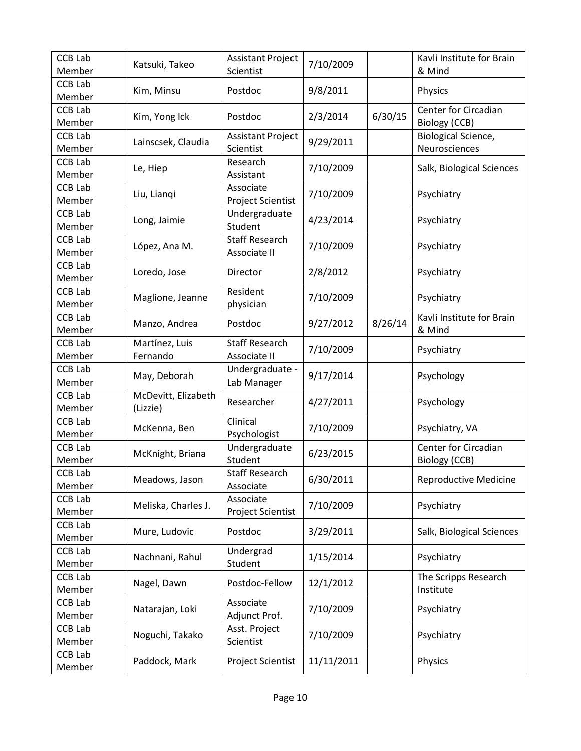| CCB Lab Member | Katsuki, Takeo | Assistant Project Scientist | 7/10/2009 | | Kavli Institute for Brain & Mind |
|---|---|---|---|---|---|
| CCB Lab Member | Kim, Minsu | Postdoc | 9/8/2011 | | Physics |
| CCB Lab Member | Kim, Yong Ick | Postdoc | 2/3/2014 | 6/30/15 | Center for Circadian Biology (CCB) |
| CCB Lab Member | Lainscsek, Claudia | Assistant Project Scientist | 9/29/2011 | | Biological Science, Neurosciences |
| CCB Lab Member | Le, Hiep | Research Assistant | 7/10/2009 | | Salk, Biological Sciences |
| CCB Lab Member | Liu, Lianqi | Associate Project Scientist | 7/10/2009 | | Psychiatry |
| CCB Lab Member | Long, Jaimie | Undergraduate Student | 4/23/2014 | | Psychiatry |
| CCB Lab Member | López, Ana M. | Staff Research Associate II | 7/10/2009 | | Psychiatry |
| CCB Lab Member | Loredo, Jose | Director | 2/8/2012 | | Psychiatry |
| CCB Lab Member | Maglione, Jeanne | Resident physician | 7/10/2009 | | Psychiatry |
| CCB Lab Member | Manzo, Andrea | Postdoc | 9/27/2012 | 8/26/14 | Kavli Institute for Brain & Mind |
| CCB Lab Member | Martínez, Luis Fernando | Staff Research Associate II | 7/10/2009 | | Psychiatry |
| CCB Lab Member | May, Deborah | Undergraduate - Lab Manager | 9/17/2014 | | Psychology |
| CCB Lab Member | McDevitt, Elizabeth (Lizzie) | Researcher | 4/27/2011 | | Psychology |
| CCB Lab Member | McKenna, Ben | Clinical Psychologist | 7/10/2009 | | Psychiatry, VA |
| CCB Lab Member | McKnight, Briana | Undergraduate Student | 6/23/2015 | | Center for Circadian Biology (CCB) |
| CCB Lab Member | Meadows, Jason | Staff Research Associate | 6/30/2011 | | Reproductive Medicine |
| CCB Lab Member | Meliska, Charles J. | Associate Project Scientist | 7/10/2009 | | Psychiatry |
| CCB Lab Member | Mure, Ludovic | Postdoc | 3/29/2011 | | Salk, Biological Sciences |
| CCB Lab Member | Nachnani, Rahul | Undergrad Student | 1/15/2014 | | Psychiatry |
| CCB Lab Member | Nagel, Dawn | Postdoc-Fellow | 12/1/2012 | | The Scripps Research Institute |
| CCB Lab Member | Natarajan, Loki | Associate Adjunct Prof. | 7/10/2009 | | Psychiatry |
| CCB Lab Member | Noguchi, Takako | Asst. Project Scientist | 7/10/2009 | | Psychiatry |
| CCB Lab Member | Paddock, Mark | Project Scientist | 11/11/2011 | | Physics |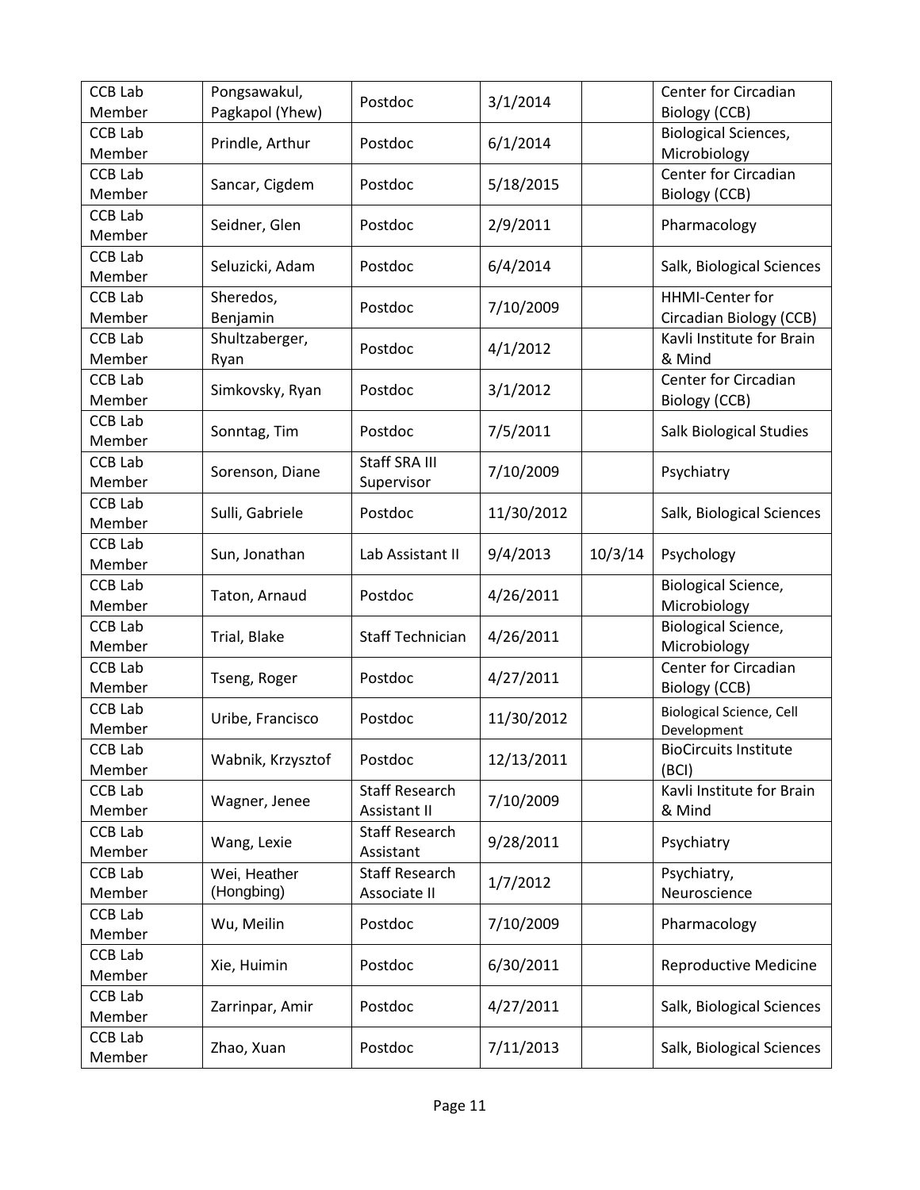| CCB Lab Member | Pongsawakul, Pagkapol (Yhew) | Postdoc | 3/1/2014 | | Center for Circadian Biology (CCB) |
|---|---|---|---|---|---|
| CCB Lab Member | Prindle, Arthur | Postdoc | 6/1/2014 | | Biological Sciences, Microbiology |
| CCB Lab Member | Sancar, Cigdem | Postdoc | 5/18/2015 | | Center for Circadian Biology (CCB) |
| CCB Lab Member | Seidner, Glen | Postdoc | 2/9/2011 | | Pharmacology |
| CCB Lab Member | Seluzicki, Adam | Postdoc | 6/4/2014 | | Salk, Biological Sciences |
| CCB Lab Member | Sheredos, Benjamin | Postdoc | 7/10/2009 | | HHMI-Center for Circadian Biology (CCB) |
| CCB Lab Member | Shultzaberger, Ryan | Postdoc | 4/1/2012 | | Kavli Institute for Brain & Mind |
| CCB Lab Member | Simkovsky, Ryan | Postdoc | 3/1/2012 | | Center for Circadian Biology (CCB) |
| CCB Lab Member | Sonntag, Tim | Postdoc | 7/5/2011 | | Salk Biological Studies |
| CCB Lab Member | Sorenson, Diane | Staff SRA III Supervisor | 7/10/2009 | | Psychiatry |
| CCB Lab Member | Sulli, Gabriele | Postdoc | 11/30/2012 | | Salk, Biological Sciences |
| CCB Lab Member | Sun, Jonathan | Lab Assistant II | 9/4/2013 | 10/3/14 | Psychology |
| CCB Lab Member | Taton, Arnaud | Postdoc | 4/26/2011 | | Biological Science, Microbiology |
| CCB Lab Member | Trial, Blake | Staff Technician | 4/26/2011 | | Biological Science, Microbiology |
| CCB Lab Member | Tseng, Roger | Postdoc | 4/27/2011 | | Center for Circadian Biology (CCB) |
| CCB Lab Member | Uribe, Francisco | Postdoc | 11/30/2012 | | Biological Science, Cell Development |
| CCB Lab Member | Wabnik, Krzysztof | Postdoc | 12/13/2011 | | BioCircuits Institute (BCI) |
| CCB Lab Member | Wagner, Jenee | Staff Research Assistant II | 7/10/2009 | | Kavli Institute for Brain & Mind |
| CCB Lab Member | Wang, Lexie | Staff Research Assistant | 9/28/2011 | | Psychiatry |
| CCB Lab Member | Wei, Heather (Hongbing) | Staff Research Associate II | 1/7/2012 | | Psychiatry, Neuroscience |
| CCB Lab Member | Wu, Meilin | Postdoc | 7/10/2009 | | Pharmacology |
| CCB Lab Member | Xie, Huimin | Postdoc | 6/30/2011 | | Reproductive Medicine |
| CCB Lab Member | Zarrinpar, Amir | Postdoc | 4/27/2011 | | Salk, Biological Sciences |
| CCB Lab Member | Zhao, Xuan | Postdoc | 7/11/2013 | | Salk, Biological Sciences |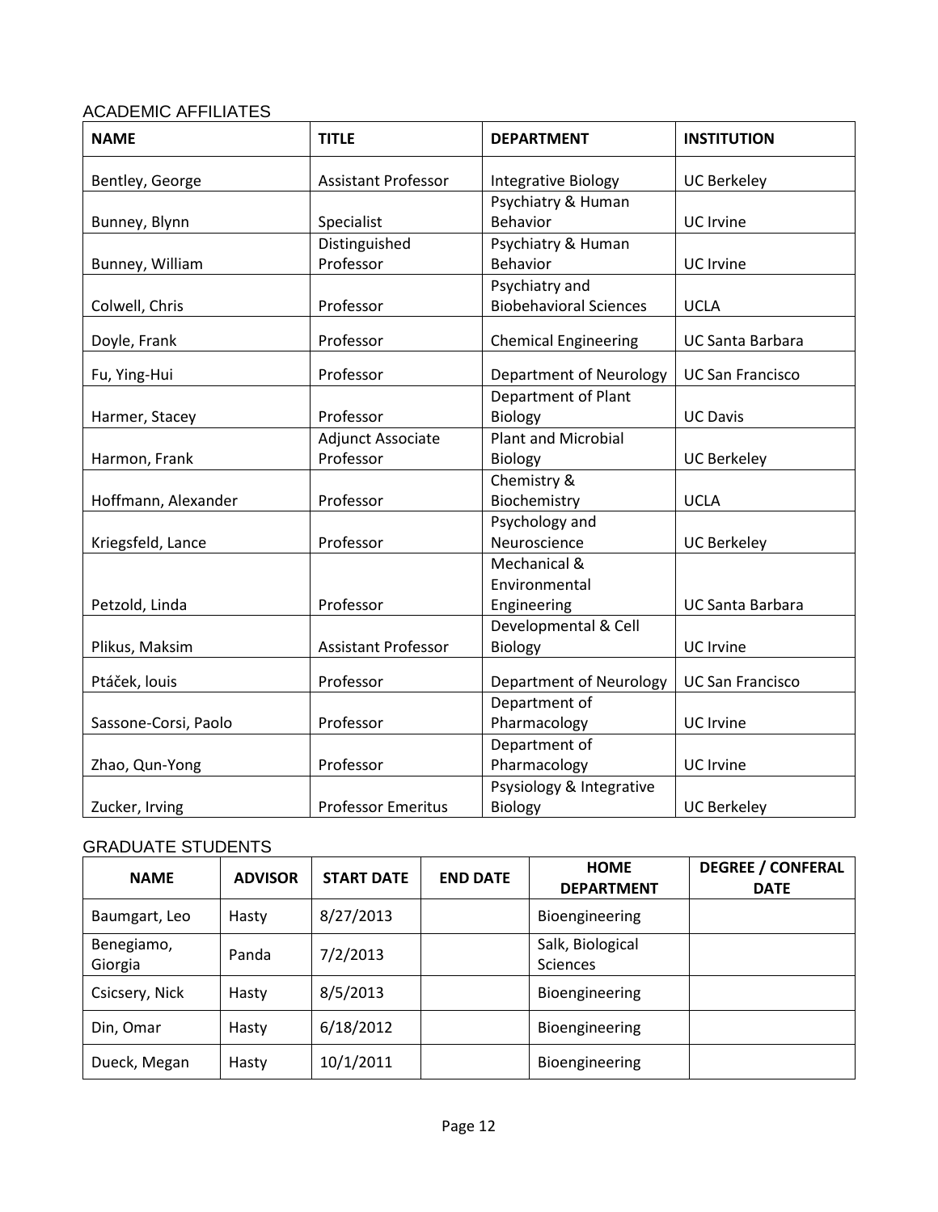## ACADEMIC AFFILIATES

| NAME | TITLE | DEPARTMENT | INSTITUTION |
|---|---|---|---|
| Bentley, George | Assistant Professor | Integrative Biology | UC Berkeley |
| Bunney, Blynn | Specialist | Psychiatry & Human Behavior | UC Irvine |
| Bunney, William | Distinguished Professor | Psychiatry & Human Behavior | UC Irvine |
| Colwell, Chris | Professor | Psychiatry and Biobehavioral Sciences | UCLA |
| Doyle, Frank | Professor | Chemical Engineering | UC Santa Barbara |
| Fu, Ying-Hui | Professor | Department of Neurology | UC San Francisco |
| Harmer, Stacey | Professor | Department of Plant Biology | UC Davis |
| Harmon, Frank | Adjunct Associate Professor | Plant and Microbial Biology | UC Berkeley |
| Hoffmann, Alexander | Professor | Chemistry & Biochemistry | UCLA |
| Kriegsfeld, Lance | Professor | Psychology and Neuroscience | UC Berkeley |
| Petzold, Linda | Professor | Mechanical & Environmental Engineering | UC Santa Barbara |
| Plikus, Maksim | Assistant Professor | Developmental & Cell Biology | UC Irvine |
| Ptáček, louis | Professor | Department of Neurology | UC San Francisco |
| Sassone-Corsi, Paolo | Professor | Department of Pharmacology | UC Irvine |
| Zhao, Qun-Yong | Professor | Department of Pharmacology | UC Irvine |
| Zucker, Irving | Professor Emeritus | Psysiology & Integrative Biology | UC Berkeley |

## GRADUATE STUDENTS

| NAME | ADVISOR | START DATE | END DATE | HOME DEPARTMENT | DEGREE / CONFERAL DATE |
|---|---|---|---|---|---|
| Baumgart, Leo | Hasty | 8/27/2013 | | Bioengineering | |
| Benegiamo, Giorgia | Panda | 7/2/2013 | | Salk, Biological Sciences | |
| Csicsery, Nick | Hasty | 8/5/2013 | | Bioengineering | |
| Din, Omar | Hasty | 6/18/2012 | | Bioengineering | |
| Dueck, Megan | Hasty | 10/1/2011 | | Bioengineering | |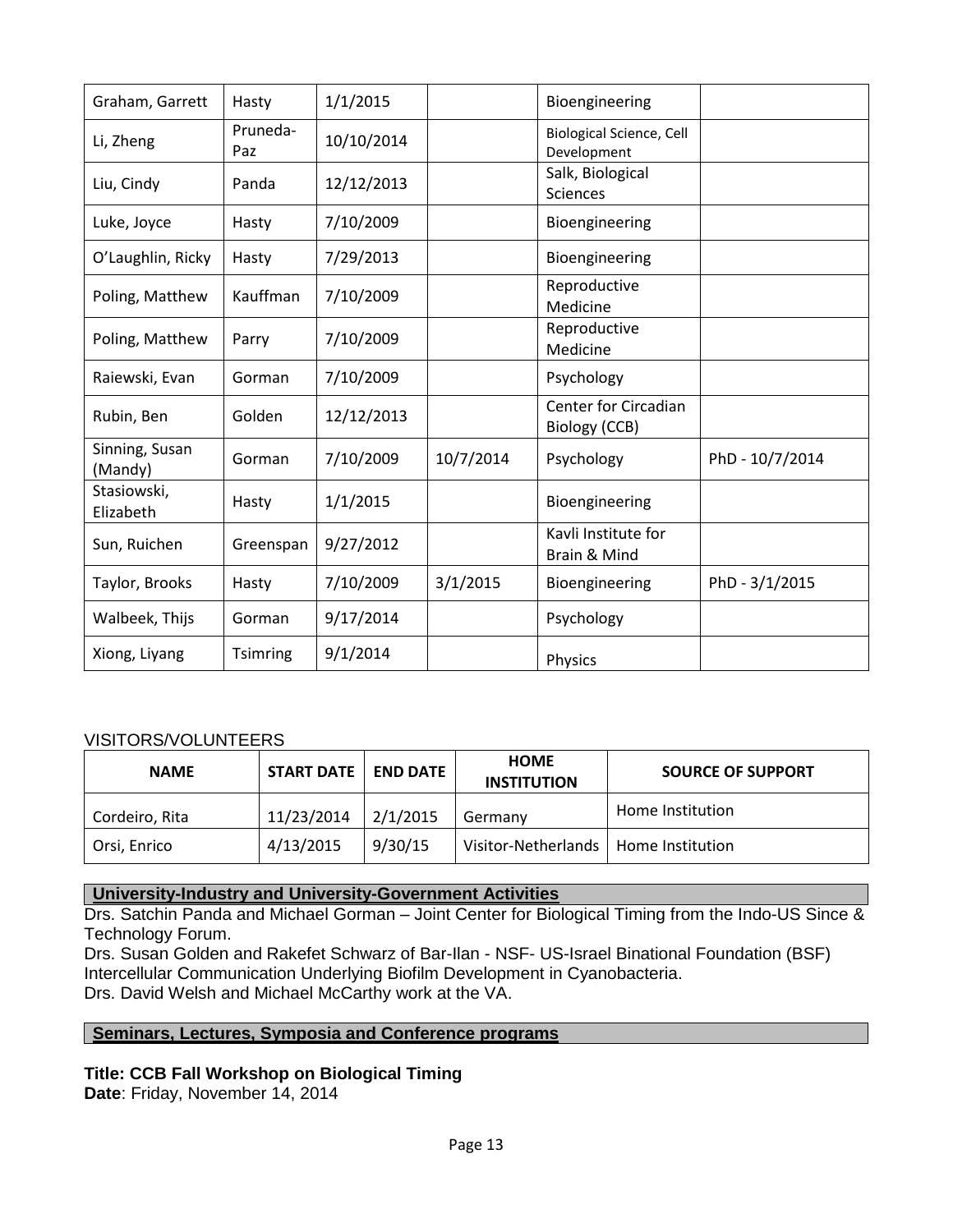| | | | | | |
|---|---|---|---|---|---|
| Graham, Garrett | Hasty | 1/1/2015 | | Bioengineering | |
| Li, Zheng | Pruneda-Paz | 10/10/2014 | | Biological Science, Cell Development | |
| Liu, Cindy | Panda | 12/12/2013 | | Salk, Biological Sciences | |
| Luke, Joyce | Hasty | 7/10/2009 | | Bioengineering | |
| O'Laughlin, Ricky | Hasty | 7/29/2013 | | Bioengineering | |
| Poling, Matthew | Kauffman | 7/10/2009 | | Reproductive Medicine | |
| Poling, Matthew | Parry | 7/10/2009 | | Reproductive Medicine | |
| Raiewski, Evan | Gorman | 7/10/2009 | | Psychology | |
| Rubin, Ben | Golden | 12/12/2013 | | Center for Circadian Biology (CCB) | |
| Sinning, Susan (Mandy) | Gorman | 7/10/2009 | 10/7/2014 | Psychology | PhD - 10/7/2014 |
| Stasiowski, Elizabeth | Hasty | 1/1/2015 | | Bioengineering | |
| Sun, Ruichen | Greenspan | 9/27/2012 | | Kavli Institute for Brain & Mind | |
| Taylor, Brooks | Hasty | 7/10/2009 | 3/1/2015 | Bioengineering | PhD - 3/1/2015 |
| Walbeek, Thijs | Gorman | 9/17/2014 | | Psychology | |
| Xiong, Liyang | Tsimring | 9/1/2014 | | Physics | |

VISITORS/VOLUNTEERS

| NAME | START DATE | END DATE | HOME INSTITUTION | SOURCE OF SUPPORT |
|---|---|---|---|---|
| Cordeiro, Rita | 11/23/2014 | 2/1/2015 | Germany | Home Institution |
| Orsi, Enrico | 4/13/2015 | 9/30/15 | Visitor-Netherlands | Home Institution |

## University-Industry and University-Government Activities

Drs. Satchin Panda and Michael Gorman – Joint Center for Biological Timing from the Indo-US Since & Technology Forum.

Drs. Susan Golden and Rakefet Schwarz of Bar-Ilan - NSF- US-Israel Binational Foundation (BSF) Intercellular Communication Underlying Biofilm Development in Cyanobacteria.

Drs. David Welsh and Michael McCarthy work at the VA.

## Seminars, Lectures, Symposia and Conference programs

**Title: CCB Fall Workshop on Biological Timing**

**Date**: Friday, November 14, 2014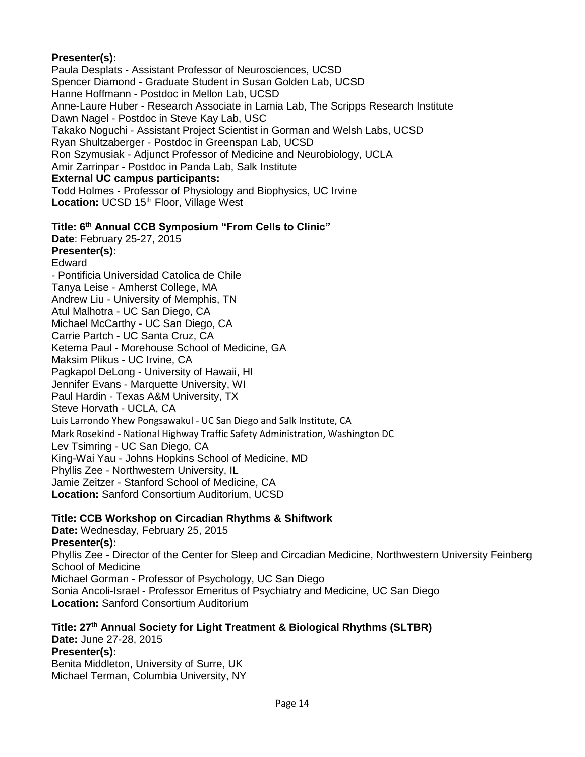**Presenter(s):**
Paula Desplats - Assistant Professor of Neurosciences, UCSD
Spencer Diamond - Graduate Student in Susan Golden Lab, UCSD
Hanne Hoffmann - Postdoc in Mellon Lab, UCSD
Anne-Laure Huber - Research Associate in Lamia Lab, The Scripps Research Institute
Dawn Nagel - Postdoc in Steve Kay Lab, USC
Takako Noguchi - Assistant Project Scientist in Gorman and Welsh Labs, UCSD
Ryan Shultzaberger - Postdoc in Greenspan Lab, UCSD
Ron Szymusiak - Adjunct Professor of Medicine and Neurobiology, UCLA
Amir Zarrinpar - Postdoc in Panda Lab, Salk Institute
**External UC campus participants:**
Todd Holmes - Professor of Physiology and Biophysics, UC Irvine
**Location:** UCSD 15th Floor, Village West

**Title: 6th Annual CCB Symposium "From Cells to Clinic"**
**Date**: February 25-27, 2015
**Presenter(s):**
Edward
- Pontificia Universidad Catolica de Chile
Tanya Leise - Amherst College, MA
Andrew Liu - University of Memphis, TN
Atul Malhotra - UC San Diego, CA
Michael McCarthy - UC San Diego, CA
Carrie Partch - UC Santa Cruz, CA
Ketema Paul - Morehouse School of Medicine, GA
Maksim Plikus - UC Irvine, CA
Pagkapol DeLong - University of Hawaii, HI
Jennifer Evans - Marquette University, WI
Paul Hardin - Texas A&M University, TX
Steve Horvath - UCLA, CA
Luis Larrondo Yhew Pongsawakul - UC San Diego and Salk Institute, CA
Mark Rosekind - National Highway Traffic Safety Administration, Washington DC
Lev Tsimring - UC San Diego, CA
King-Wai Yau - Johns Hopkins School of Medicine, MD
Phyllis Zee - Northwestern University, IL
Jamie Zeitzer - Stanford School of Medicine, CA
**Location:** Sanford Consortium Auditorium, UCSD

**Title: CCB Workshop on Circadian Rhythms & Shiftwork**
**Date:** Wednesday, February 25, 2015
**Presenter(s):**
Phyllis Zee - Director of the Center for Sleep and Circadian Medicine, Northwestern University Feinberg School of Medicine
Michael Gorman - Professor of Psychology, UC San Diego
Sonia Ancoli-Israel - Professor Emeritus of Psychiatry and Medicine, UC San Diego
**Location:** Sanford Consortium Auditorium

**Title: 27th Annual Society for Light Treatment & Biological Rhythms (SLTBR)**
**Date:** June 27-28, 2015
**Presenter(s):**
Benita Middleton, University of Surre, UK
Michael Terman, Columbia University, NY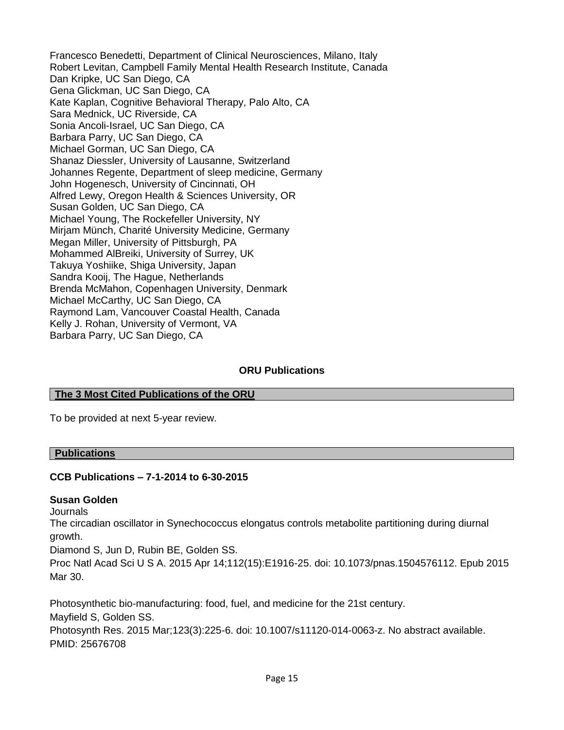Francesco Benedetti, Department of Clinical Neurosciences, Milano, Italy
Robert Levitan, Campbell Family Mental Health Research Institute, Canada
Dan Kripke, UC San Diego, CA
Gena Glickman, UC San Diego, CA
Kate Kaplan, Cognitive Behavioral Therapy, Palo Alto, CA
Sara Mednick, UC Riverside, CA
Sonia Ancoli-Israel, UC San Diego, CA
Barbara Parry, UC San Diego, CA
Michael Gorman, UC San Diego, CA
Shanaz Diessler, University of Lausanne, Switzerland
Johannes Regente, Department of sleep medicine, Germany
John Hogenesch, University of Cincinnati, OH
Alfred Lewy, Oregon Health & Sciences University, OR
Susan Golden, UC San Diego, CA
Michael Young, The Rockefeller University, NY
Mirjam Münch, Charité University Medicine, Germany
Megan Miller, University of Pittsburgh, PA
Mohammed AlBreiki, University of Surrey, UK
Takuya Yoshiike, Shiga University, Japan
Sandra Kooij, The Hague, Netherlands
Brenda McMahon, Copenhagen University, Denmark
Michael McCarthy, UC San Diego, CA
Raymond Lam, Vancouver Coastal Health, Canada
Kelly J. Rohan, University of Vermont, VA
Barbara Parry, UC San Diego, CA

## ORU Publications

### The 3 Most Cited Publications of the ORU

To be provided at next 5-year review.

### Publications

**CCB Publications – 7-1-2014 to 6-30-2015**

**Susan Golden**

Journals

The circadian oscillator in Synechococcus elongatus controls metabolite partitioning during diurnal growth.
Diamond S, Jun D, Rubin BE, Golden SS.
Proc Natl Acad Sci U S A. 2015 Apr 14;112(15):E1916-25. doi: 10.1073/pnas.1504576112. Epub 2015 Mar 30.

Photosynthetic bio-manufacturing: food, fuel, and medicine for the 21st century.
Mayfield S, Golden SS.
Photosynth Res. 2015 Mar;123(3):225-6. doi: 10.1007/s11120-014-0063-z. No abstract available.
PMID: 25676708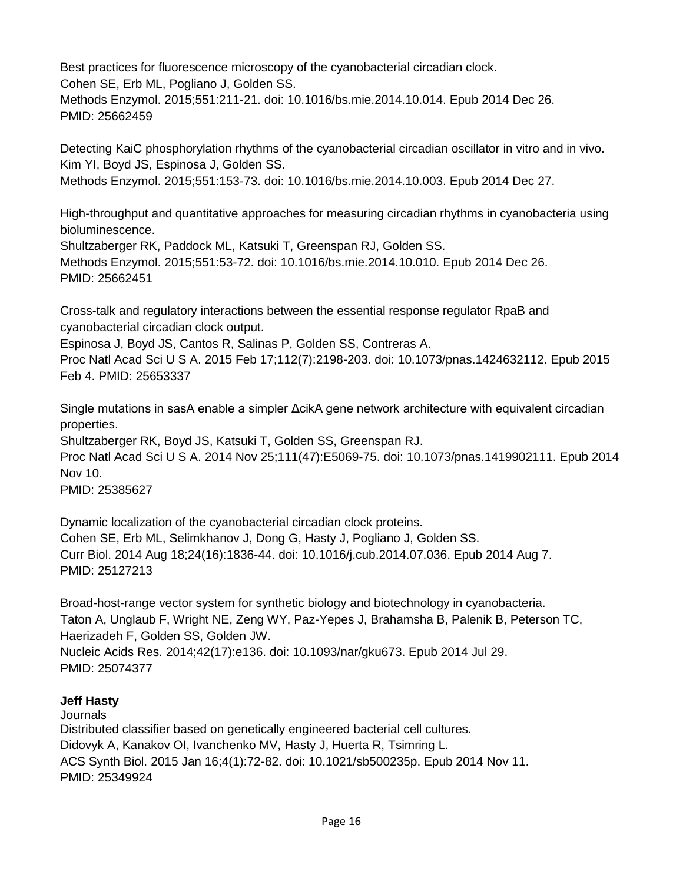Best practices for fluorescence microscopy of the cyanobacterial circadian clock.
Cohen SE, Erb ML, Pogliano J, Golden SS.
Methods Enzymol. 2015;551:211-21. doi: 10.1016/bs.mie.2014.10.014. Epub 2014 Dec 26.
PMID: 25662459

Detecting KaiC phosphorylation rhythms of the cyanobacterial circadian oscillator in vitro and in vivo.
Kim YI, Boyd JS, Espinosa J, Golden SS.
Methods Enzymol. 2015;551:153-73. doi: 10.1016/bs.mie.2014.10.003. Epub 2014 Dec 27.

High-throughput and quantitative approaches for measuring circadian rhythms in cyanobacteria using bioluminescence.
Shultzaberger RK, Paddock ML, Katsuki T, Greenspan RJ, Golden SS.
Methods Enzymol. 2015;551:53-72. doi: 10.1016/bs.mie.2014.10.010. Epub 2014 Dec 26.
PMID: 25662451

Cross-talk and regulatory interactions between the essential response regulator RpaB and cyanobacterial circadian clock output.
Espinosa J, Boyd JS, Cantos R, Salinas P, Golden SS, Contreras A.
Proc Natl Acad Sci U S A. 2015 Feb 17;112(7):2198-203. doi: 10.1073/pnas.1424632112. Epub 2015 Feb 4. PMID: 25653337

Single mutations in sasA enable a simpler ΔcikA gene network architecture with equivalent circadian properties.
Shultzaberger RK, Boyd JS, Katsuki T, Golden SS, Greenspan RJ.
Proc Natl Acad Sci U S A. 2014 Nov 25;111(47):E5069-75. doi: 10.1073/pnas.1419902111. Epub 2014 Nov 10.
PMID: 25385627

Dynamic localization of the cyanobacterial circadian clock proteins.
Cohen SE, Erb ML, Selimkhanov J, Dong G, Hasty J, Pogliano J, Golden SS.
Curr Biol. 2014 Aug 18;24(16):1836-44. doi: 10.1016/j.cub.2014.07.036. Epub 2014 Aug 7.
PMID: 25127213

Broad-host-range vector system for synthetic biology and biotechnology in cyanobacteria.
Taton A, Unglaub F, Wright NE, Zeng WY, Paz-Yepes J, Brahamsha B, Palenik B, Peterson TC, Haerizadeh F, Golden SS, Golden JW.
Nucleic Acids Res. 2014;42(17):e136. doi: 10.1093/nar/gku673. Epub 2014 Jul 29.
PMID: 25074377

**Jeff Hasty**

Journals

Distributed classifier based on genetically engineered bacterial cell cultures.
Didovyk A, Kanakov OI, Ivanchenko MV, Hasty J, Huerta R, Tsimring L.
ACS Synth Biol. 2015 Jan 16;4(1):72-82. doi: 10.1021/sb500235p. Epub 2014 Nov 11.
PMID: 25349924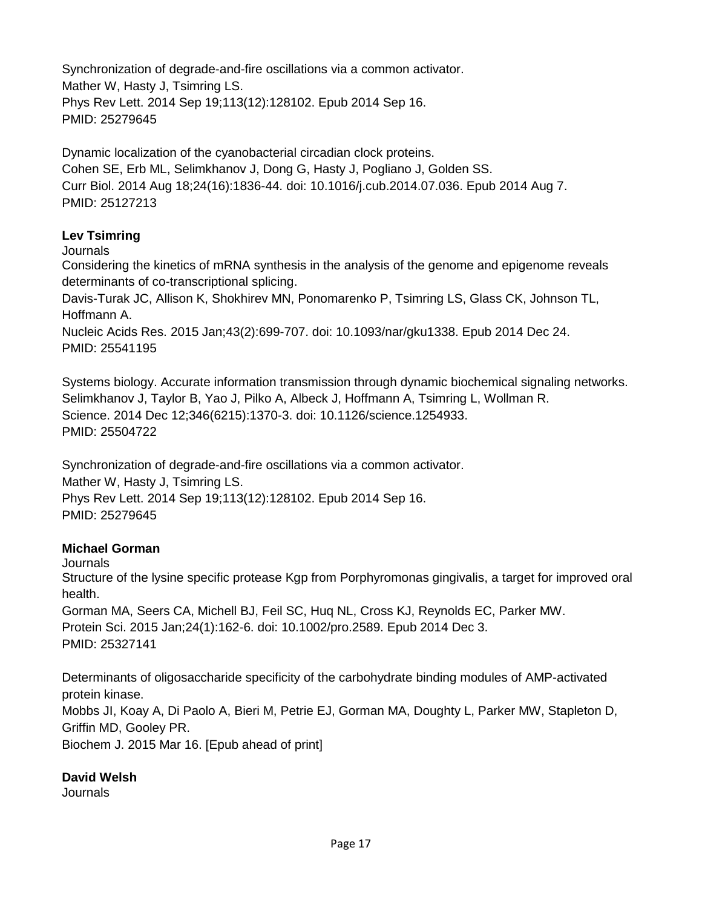Synchronization of degrade-and-fire oscillations via a common activator.
Mather W, Hasty J, Tsimring LS.
Phys Rev Lett. 2014 Sep 19;113(12):128102. Epub 2014 Sep 16.
PMID: 25279645

Dynamic localization of the cyanobacterial circadian clock proteins.
Cohen SE, Erb ML, Selimkhanov J, Dong G, Hasty J, Pogliano J, Golden SS.
Curr Biol. 2014 Aug 18;24(16):1836-44. doi: 10.1016/j.cub.2014.07.036. Epub 2014 Aug 7.
PMID: 25127213

**Lev Tsimring**

Journals

Considering the kinetics of mRNA synthesis in the analysis of the genome and epigenome reveals determinants of co-transcriptional splicing.
Davis-Turak JC, Allison K, Shokhirev MN, Ponomarenko P, Tsimring LS, Glass CK, Johnson TL, Hoffmann A.
Nucleic Acids Res. 2015 Jan;43(2):699-707. doi: 10.1093/nar/gku1338. Epub 2014 Dec 24.
PMID: 25541195

Systems biology. Accurate information transmission through dynamic biochemical signaling networks.
Selimkhanov J, Taylor B, Yao J, Pilko A, Albeck J, Hoffmann A, Tsimring L, Wollman R.
Science. 2014 Dec 12;346(6215):1370-3. doi: 10.1126/science.1254933.
PMID: 25504722

Synchronization of degrade-and-fire oscillations via a common activator.
Mather W, Hasty J, Tsimring LS.
Phys Rev Lett. 2014 Sep 19;113(12):128102. Epub 2014 Sep 16.
PMID: 25279645

**Michael Gorman**

Journals

Structure of the lysine specific protease Kgp from Porphyromonas gingivalis, a target for improved oral health.
Gorman MA, Seers CA, Michell BJ, Feil SC, Huq NL, Cross KJ, Reynolds EC, Parker MW.
Protein Sci. 2015 Jan;24(1):162-6. doi: 10.1002/pro.2589. Epub 2014 Dec 3.
PMID: 25327141

Determinants of oligosaccharide specificity of the carbohydrate binding modules of AMP-activated protein kinase.
Mobbs JI, Koay A, Di Paolo A, Bieri M, Petrie EJ, Gorman MA, Doughty L, Parker MW, Stapleton D, Griffin MD, Gooley PR.
Biochem J. 2015 Mar 16. [Epub ahead of print]

**David Welsh**

Journals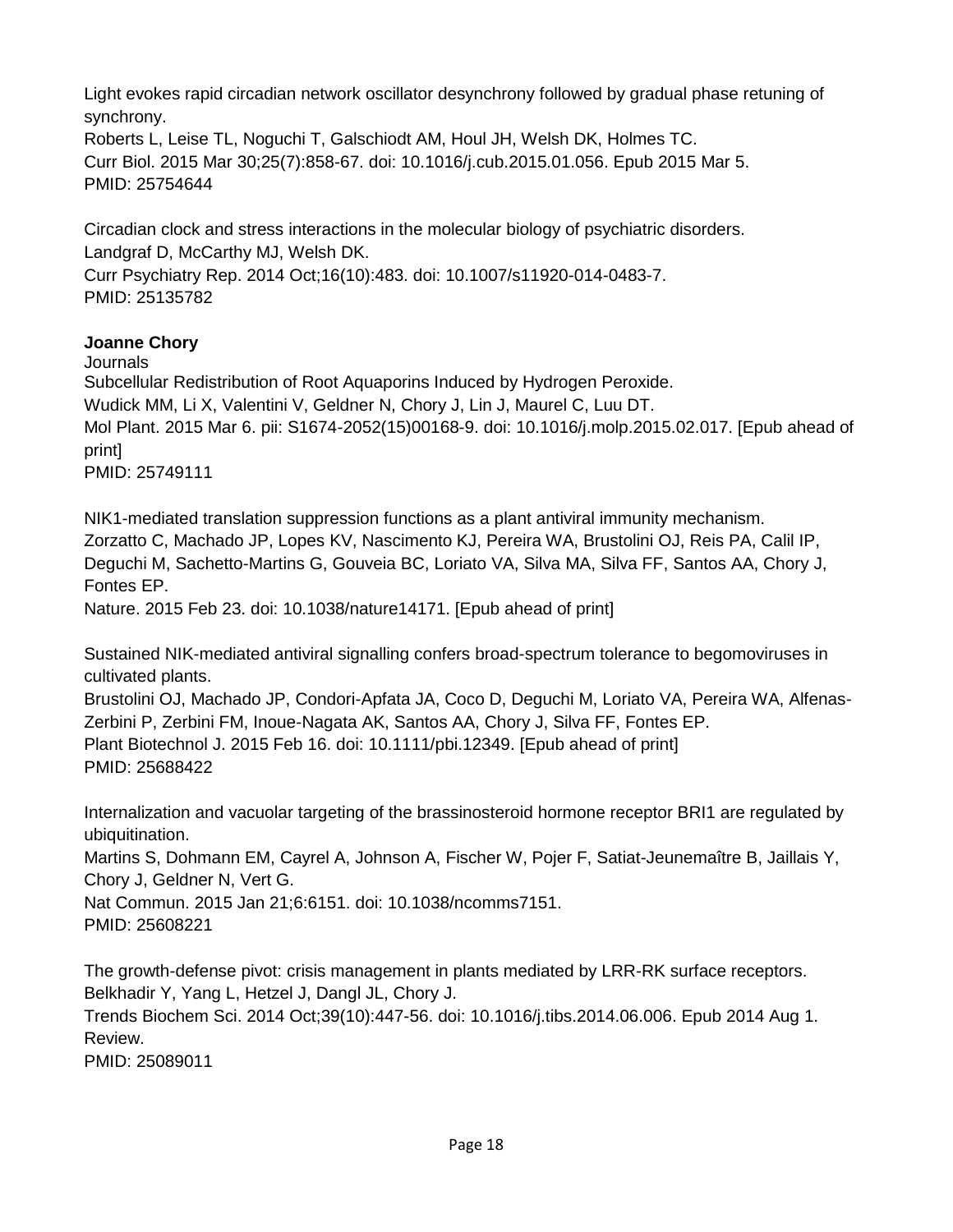Light evokes rapid circadian network oscillator desynchrony followed by gradual phase retuning of synchrony.
Roberts L, Leise TL, Noguchi T, Galschiodt AM, Houl JH, Welsh DK, Holmes TC.
Curr Biol. 2015 Mar 30;25(7):858-67. doi: 10.1016/j.cub.2015.01.056. Epub 2015 Mar 5.
PMID: 25754644

Circadian clock and stress interactions in the molecular biology of psychiatric disorders.
Landgraf D, McCarthy MJ, Welsh DK.
Curr Psychiatry Rep. 2014 Oct;16(10):483. doi: 10.1007/s11920-014-0483-7.
PMID: 25135782

**Joanne Chory**

Journals

Subcellular Redistribution of Root Aquaporins Induced by Hydrogen Peroxide.
Wudick MM, Li X, Valentini V, Geldner N, Chory J, Lin J, Maurel C, Luu DT.
Mol Plant. 2015 Mar 6. pii: S1674-2052(15)00168-9. doi: 10.1016/j.molp.2015.02.017. [Epub ahead of print]
PMID: 25749111

NIK1-mediated translation suppression functions as a plant antiviral immunity mechanism.
Zorzatto C, Machado JP, Lopes KV, Nascimento KJ, Pereira WA, Brustolini OJ, Reis PA, Calil IP, Deguchi M, Sachetto-Martins G, Gouveia BC, Loriato VA, Silva MA, Silva FF, Santos AA, Chory J, Fontes EP.
Nature. 2015 Feb 23. doi: 10.1038/nature14171. [Epub ahead of print]

Sustained NIK-mediated antiviral signalling confers broad-spectrum tolerance to begomoviruses in cultivated plants.
Brustolini OJ, Machado JP, Condori-Apfata JA, Coco D, Deguchi M, Loriato VA, Pereira WA, Alfenas-Zerbini P, Zerbini FM, Inoue-Nagata AK, Santos AA, Chory J, Silva FF, Fontes EP.
Plant Biotechnol J. 2015 Feb 16. doi: 10.1111/pbi.12349. [Epub ahead of print]
PMID: 25688422

Internalization and vacuolar targeting of the brassinosteroid hormone receptor BRI1 are regulated by ubiquitination.
Martins S, Dohmann EM, Cayrel A, Johnson A, Fischer W, Pojer F, Satiat-Jeunemaître B, Jaillais Y, Chory J, Geldner N, Vert G.
Nat Commun. 2015 Jan 21;6:6151. doi: 10.1038/ncomms7151.
PMID: 25608221

The growth-defense pivot: crisis management in plants mediated by LRR-RK surface receptors.
Belkhadir Y, Yang L, Hetzel J, Dangl JL, Chory J.
Trends Biochem Sci. 2014 Oct;39(10):447-56. doi: 10.1016/j.tibs.2014.06.006. Epub 2014 Aug 1. Review.
PMID: 25089011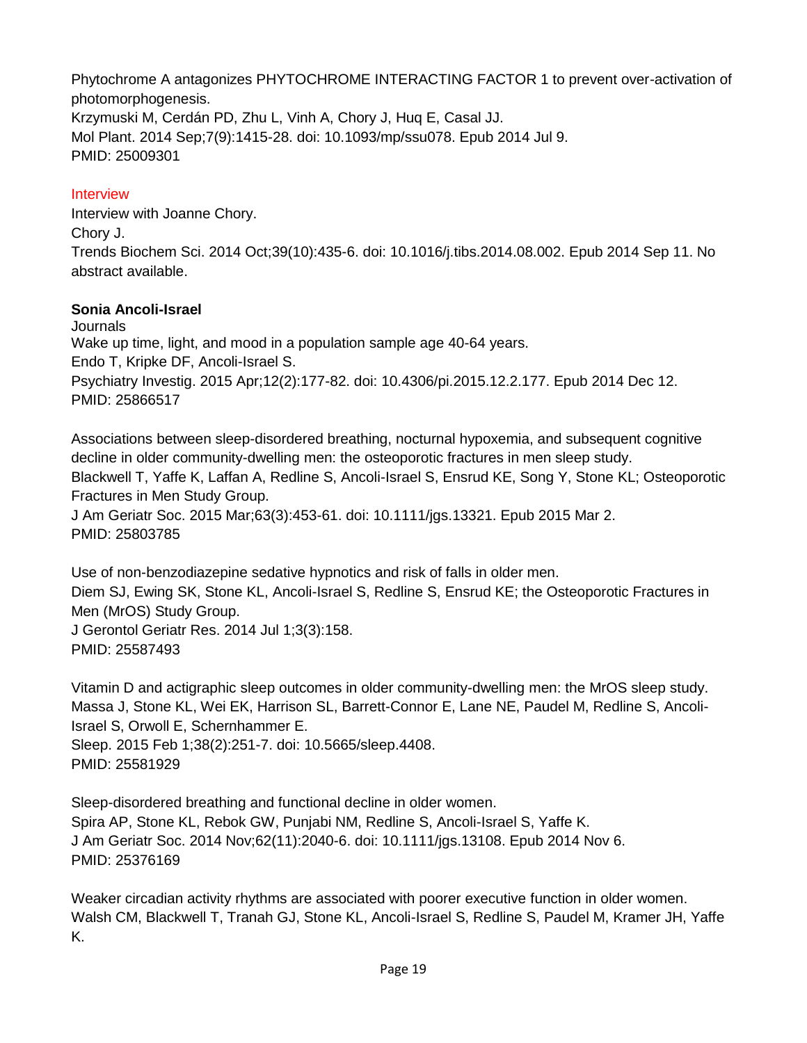Phytochrome A antagonizes PHYTOCHROME INTERACTING FACTOR 1 to prevent over-activation of photomorphogenesis.
Krzymuski M, Cerdán PD, Zhu L, Vinh A, Chory J, Huq E, Casal JJ.
Mol Plant. 2014 Sep;7(9):1415-28. doi: 10.1093/mp/ssu078. Epub 2014 Jul 9.
PMID: 25009301

Interview

Interview with Joanne Chory.
Chory J.
Trends Biochem Sci. 2014 Oct;39(10):435-6. doi: 10.1016/j.tibs.2014.08.002. Epub 2014 Sep 11. No abstract available.

**Sonia Ancoli-Israel**

Journals

Wake up time, light, and mood in a population sample age 40-64 years.
Endo T, Kripke DF, Ancoli-Israel S.
Psychiatry Investig. 2015 Apr;12(2):177-82. doi: 10.4306/pi.2015.12.2.177. Epub 2014 Dec 12.
PMID: 25866517

Associations between sleep-disordered breathing, nocturnal hypoxemia, and subsequent cognitive decline in older community-dwelling men: the osteoporotic fractures in men sleep study.
Blackwell T, Yaffe K, Laffan A, Redline S, Ancoli-Israel S, Ensrud KE, Song Y, Stone KL; Osteoporotic Fractures in Men Study Group.
J Am Geriatr Soc. 2015 Mar;63(3):453-61. doi: 10.1111/jgs.13321. Epub 2015 Mar 2.
PMID: 25803785

Use of non-benzodiazepine sedative hypnotics and risk of falls in older men.
Diem SJ, Ewing SK, Stone KL, Ancoli-Israel S, Redline S, Ensrud KE; the Osteoporotic Fractures in Men (MrOS) Study Group.
J Gerontol Geriatr Res. 2014 Jul 1;3(3):158.
PMID: 25587493

Vitamin D and actigraphic sleep outcomes in older community-dwelling men: the MrOS sleep study.
Massa J, Stone KL, Wei EK, Harrison SL, Barrett-Connor E, Lane NE, Paudel M, Redline S, Ancoli-Israel S, Orwoll E, Schernhammer E.
Sleep. 2015 Feb 1;38(2):251-7. doi: 10.5665/sleep.4408.
PMID: 25581929

Sleep-disordered breathing and functional decline in older women.
Spira AP, Stone KL, Rebok GW, Punjabi NM, Redline S, Ancoli-Israel S, Yaffe K.
J Am Geriatr Soc. 2014 Nov;62(11):2040-6. doi: 10.1111/jgs.13108. Epub 2014 Nov 6.
PMID: 25376169

Weaker circadian activity rhythms are associated with poorer executive function in older women.
Walsh CM, Blackwell T, Tranah GJ, Stone KL, Ancoli-Israel S, Redline S, Paudel M, Kramer JH, Yaffe K.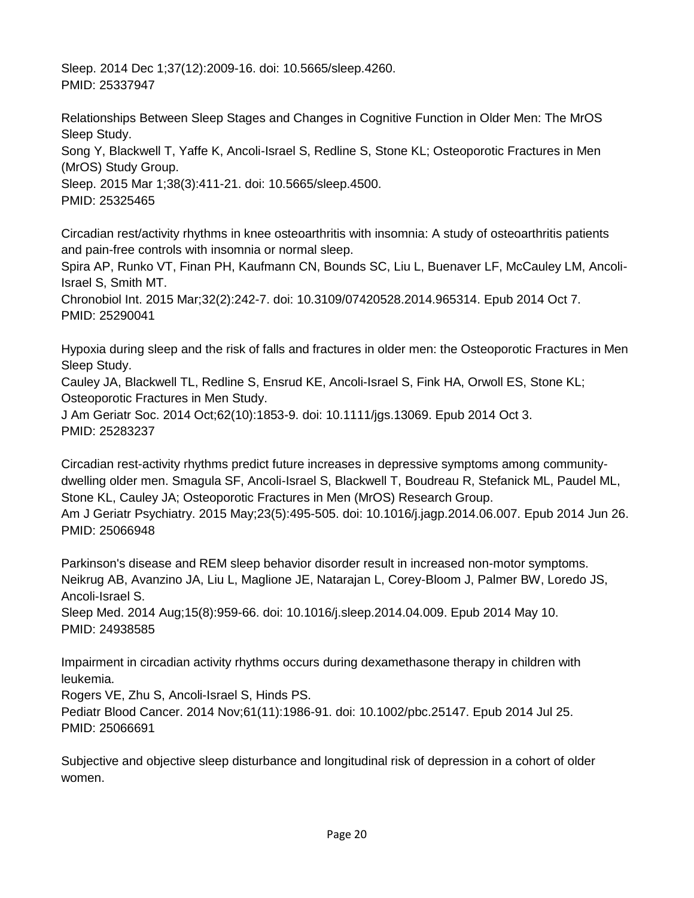Sleep. 2014 Dec 1;37(12):2009-16. doi: 10.5665/sleep.4260.
PMID: 25337947

Relationships Between Sleep Stages and Changes in Cognitive Function in Older Men: The MrOS Sleep Study.
Song Y, Blackwell T, Yaffe K, Ancoli-Israel S, Redline S, Stone KL; Osteoporotic Fractures in Men (MrOS) Study Group.
Sleep. 2015 Mar 1;38(3):411-21. doi: 10.5665/sleep.4500.
PMID: 25325465

Circadian rest/activity rhythms in knee osteoarthritis with insomnia: A study of osteoarthritis patients and pain-free controls with insomnia or normal sleep.
Spira AP, Runko VT, Finan PH, Kaufmann CN, Bounds SC, Liu L, Buenaver LF, McCauley LM, Ancoli-Israel S, Smith MT.
Chronobiol Int. 2015 Mar;32(2):242-7. doi: 10.3109/07420528.2014.965314. Epub 2014 Oct 7.
PMID: 25290041

Hypoxia during sleep and the risk of falls and fractures in older men: the Osteoporotic Fractures in Men Sleep Study.
Cauley JA, Blackwell TL, Redline S, Ensrud KE, Ancoli-Israel S, Fink HA, Orwoll ES, Stone KL; Osteoporotic Fractures in Men Study.
J Am Geriatr Soc. 2014 Oct;62(10):1853-9. doi: 10.1111/jgs.13069. Epub 2014 Oct 3.
PMID: 25283237

Circadian rest-activity rhythms predict future increases in depressive symptoms among community-dwelling older men. Smagula SF, Ancoli-Israel S, Blackwell T, Boudreau R, Stefanick ML, Paudel ML, Stone KL, Cauley JA; Osteoporotic Fractures in Men (MrOS) Research Group.
Am J Geriatr Psychiatry. 2015 May;23(5):495-505. doi: 10.1016/j.jagp.2014.06.007. Epub 2014 Jun 26.
PMID: 25066948

Parkinson's disease and REM sleep behavior disorder result in increased non-motor symptoms.
Neikrug AB, Avanzino JA, Liu L, Maglione JE, Natarajan L, Corey-Bloom J, Palmer BW, Loredo JS, Ancoli-Israel S.
Sleep Med. 2014 Aug;15(8):959-66. doi: 10.1016/j.sleep.2014.04.009. Epub 2014 May 10.
PMID: 24938585

Impairment in circadian activity rhythms occurs during dexamethasone therapy in children with leukemia.
Rogers VE, Zhu S, Ancoli-Israel S, Hinds PS.
Pediatr Blood Cancer. 2014 Nov;61(11):1986-91. doi: 10.1002/pbc.25147. Epub 2014 Jul 25.
PMID: 25066691

Subjective and objective sleep disturbance and longitudinal risk of depression in a cohort of older women.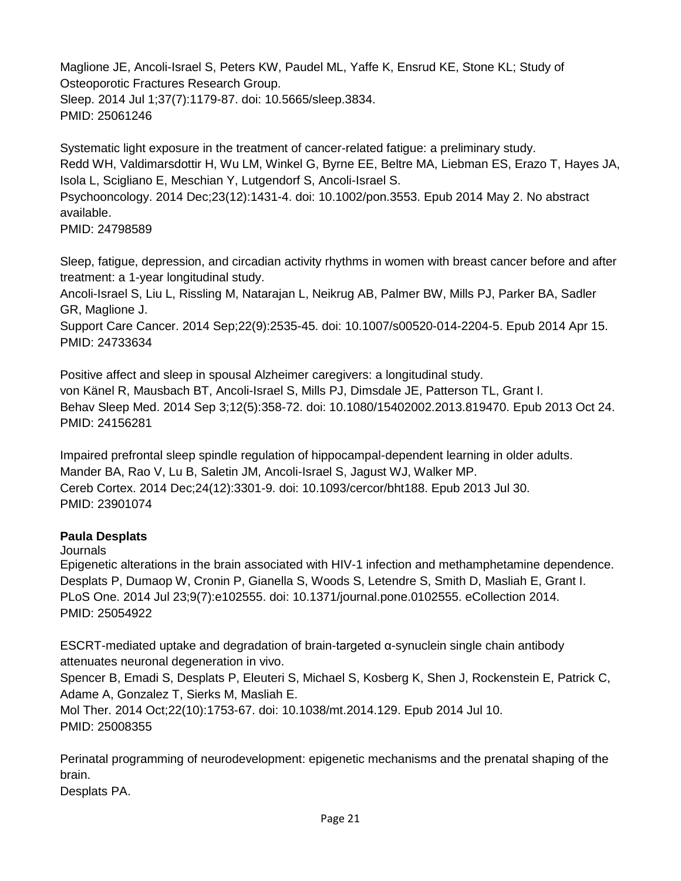Maglione JE, Ancoli-Israel S, Peters KW, Paudel ML, Yaffe K, Ensrud KE, Stone KL; Study of Osteoporotic Fractures Research Group.
Sleep. 2014 Jul 1;37(7):1179-87. doi: 10.5665/sleep.3834.
PMID: 25061246

Systematic light exposure in the treatment of cancer-related fatigue: a preliminary study.
Redd WH, Valdimarsdottir H, Wu LM, Winkel G, Byrne EE, Beltre MA, Liebman ES, Erazo T, Hayes JA, Isola L, Scigliano E, Meschian Y, Lutgendorf S, Ancoli-Israel S.
Psychooncology. 2014 Dec;23(12):1431-4. doi: 10.1002/pon.3553. Epub 2014 May 2. No abstract available.
PMID: 24798589

Sleep, fatigue, depression, and circadian activity rhythms in women with breast cancer before and after treatment: a 1-year longitudinal study.
Ancoli-Israel S, Liu L, Rissling M, Natarajan L, Neikrug AB, Palmer BW, Mills PJ, Parker BA, Sadler GR, Maglione J.
Support Care Cancer. 2014 Sep;22(9):2535-45. doi: 10.1007/s00520-014-2204-5. Epub 2014 Apr 15.
PMID: 24733634

Positive affect and sleep in spousal Alzheimer caregivers: a longitudinal study.
von Känel R, Mausbach BT, Ancoli-Israel S, Mills PJ, Dimsdale JE, Patterson TL, Grant I.
Behav Sleep Med. 2014 Sep 3;12(5):358-72. doi: 10.1080/15402002.2013.819470. Epub 2013 Oct 24.
PMID: 24156281

Impaired prefrontal sleep spindle regulation of hippocampal-dependent learning in older adults.
Mander BA, Rao V, Lu B, Saletin JM, Ancoli-Israel S, Jagust WJ, Walker MP.
Cereb Cortex. 2014 Dec;24(12):3301-9. doi: 10.1093/cercor/bht188. Epub 2013 Jul 30.
PMID: 23901074

**Paula Desplats**

Journals

Epigenetic alterations in the brain associated with HIV-1 infection and methamphetamine dependence.
Desplats P, Dumaop W, Cronin P, Gianella S, Woods S, Letendre S, Smith D, Masliah E, Grant I.
PLoS One. 2014 Jul 23;9(7):e102555. doi: 10.1371/journal.pone.0102555. eCollection 2014.
PMID: 25054922

ESCRT-mediated uptake and degradation of brain-targeted α-synuclein single chain antibody attenuates neuronal degeneration in vivo.
Spencer B, Emadi S, Desplats P, Eleuteri S, Michael S, Kosberg K, Shen J, Rockenstein E, Patrick C, Adame A, Gonzalez T, Sierks M, Masliah E.
Mol Ther. 2014 Oct;22(10):1753-67. doi: 10.1038/mt.2014.129. Epub 2014 Jul 10.
PMID: 25008355

Perinatal programming of neurodevelopment: epigenetic mechanisms and the prenatal shaping of the brain.
Desplats PA.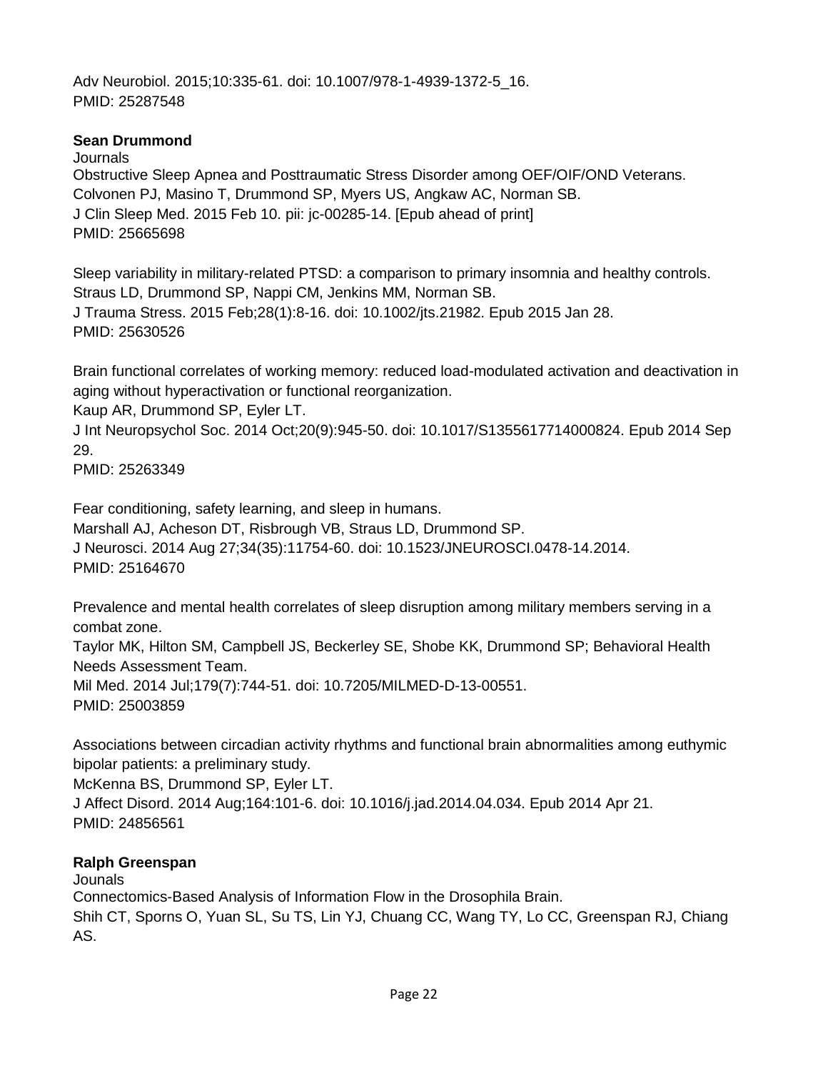Adv Neurobiol. 2015;10:335-61. doi: 10.1007/978-1-4939-1372-5_16.
PMID: 25287548

**Sean Drummond**

Journals

Obstructive Sleep Apnea and Posttraumatic Stress Disorder among OEF/OIF/OND Veterans.
Colvonen PJ, Masino T, Drummond SP, Myers US, Angkaw AC, Norman SB.
J Clin Sleep Med. 2015 Feb 10. pii: jc-00285-14. [Epub ahead of print]
PMID: 25665698

Sleep variability in military-related PTSD: a comparison to primary insomnia and healthy controls.
Straus LD, Drummond SP, Nappi CM, Jenkins MM, Norman SB.
J Trauma Stress. 2015 Feb;28(1):8-16. doi: 10.1002/jts.21982. Epub 2015 Jan 28.
PMID: 25630526

Brain functional correlates of working memory: reduced load-modulated activation and deactivation in aging without hyperactivation or functional reorganization.
Kaup AR, Drummond SP, Eyler LT.
J Int Neuropsychol Soc. 2014 Oct;20(9):945-50. doi: 10.1017/S1355617714000824. Epub 2014 Sep 29.
PMID: 25263349

Fear conditioning, safety learning, and sleep in humans.
Marshall AJ, Acheson DT, Risbrough VB, Straus LD, Drummond SP.
J Neurosci. 2014 Aug 27;34(35):11754-60. doi: 10.1523/JNEUROSCI.0478-14.2014.
PMID: 25164670

Prevalence and mental health correlates of sleep disruption among military members serving in a combat zone.
Taylor MK, Hilton SM, Campbell JS, Beckerley SE, Shobe KK, Drummond SP; Behavioral Health Needs Assessment Team.
Mil Med. 2014 Jul;179(7):744-51. doi: 10.7205/MILMED-D-13-00551.
PMID: 25003859

Associations between circadian activity rhythms and functional brain abnormalities among euthymic bipolar patients: a preliminary study.
McKenna BS, Drummond SP, Eyler LT.
J Affect Disord. 2014 Aug;164:101-6. doi: 10.1016/j.jad.2014.04.034. Epub 2014 Apr 21.
PMID: 24856561

**Ralph Greenspan**

Jounals

Connectomics-Based Analysis of Information Flow in the Drosophila Brain.
Shih CT, Sporns O, Yuan SL, Su TS, Lin YJ, Chuang CC, Wang TY, Lo CC, Greenspan RJ, Chiang AS.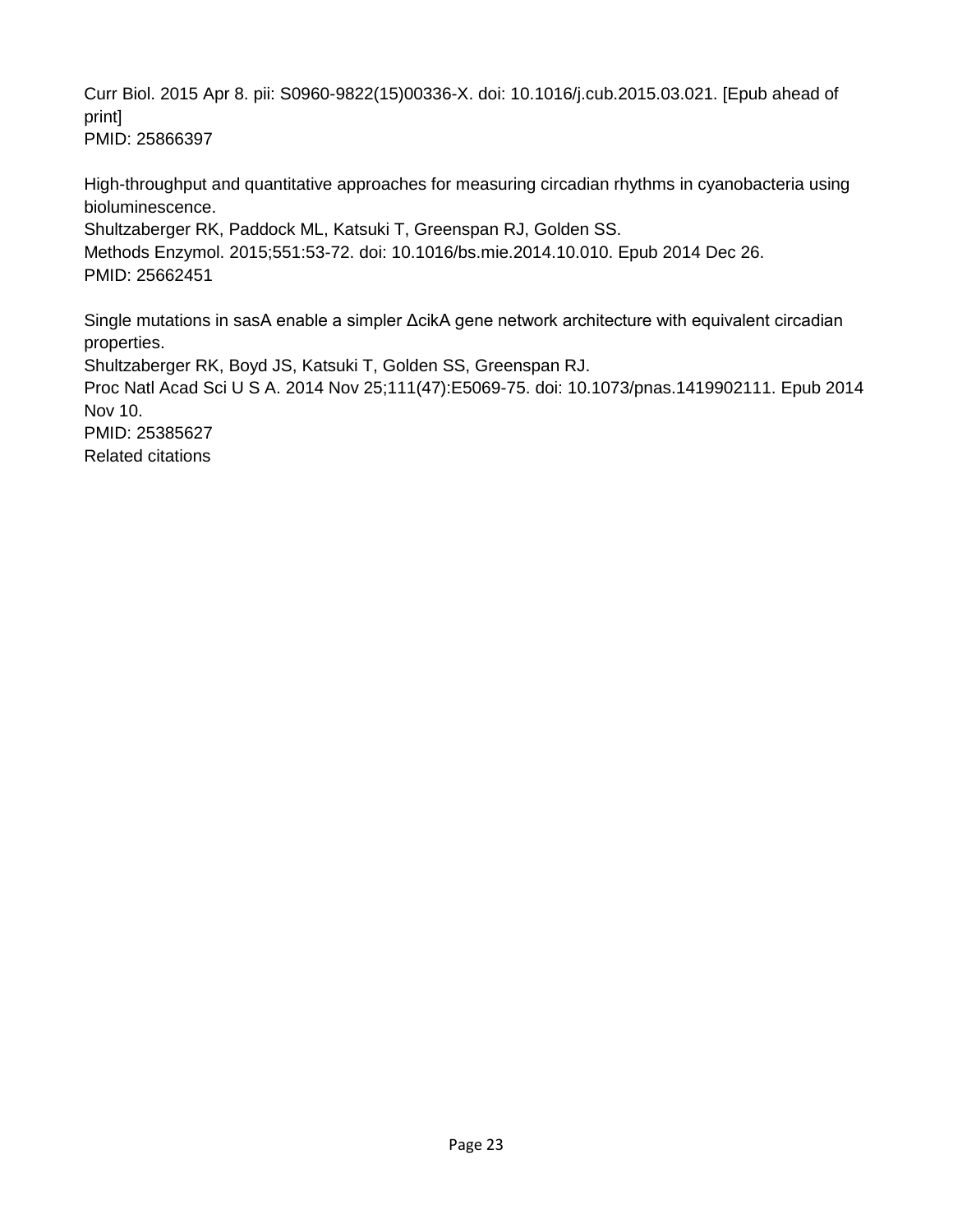Curr Biol. 2015 Apr 8. pii: S0960-9822(15)00336-X. doi: 10.1016/j.cub.2015.03.021. [Epub ahead of print]
PMID: 25866397

High-throughput and quantitative approaches for measuring circadian rhythms in cyanobacteria using bioluminescence.
Shultzaberger RK, Paddock ML, Katsuki T, Greenspan RJ, Golden SS.
Methods Enzymol. 2015;551:53-72. doi: 10.1016/bs.mie.2014.10.010. Epub 2014 Dec 26.
PMID: 25662451

Single mutations in sasA enable a simpler ΔcikA gene network architecture with equivalent circadian properties.
Shultzaberger RK, Boyd JS, Katsuki T, Golden SS, Greenspan RJ.
Proc Natl Acad Sci U S A. 2014 Nov 25;111(47):E5069-75. doi: 10.1073/pnas.1419902111. Epub 2014 Nov 10.
PMID: 25385627
Related citations